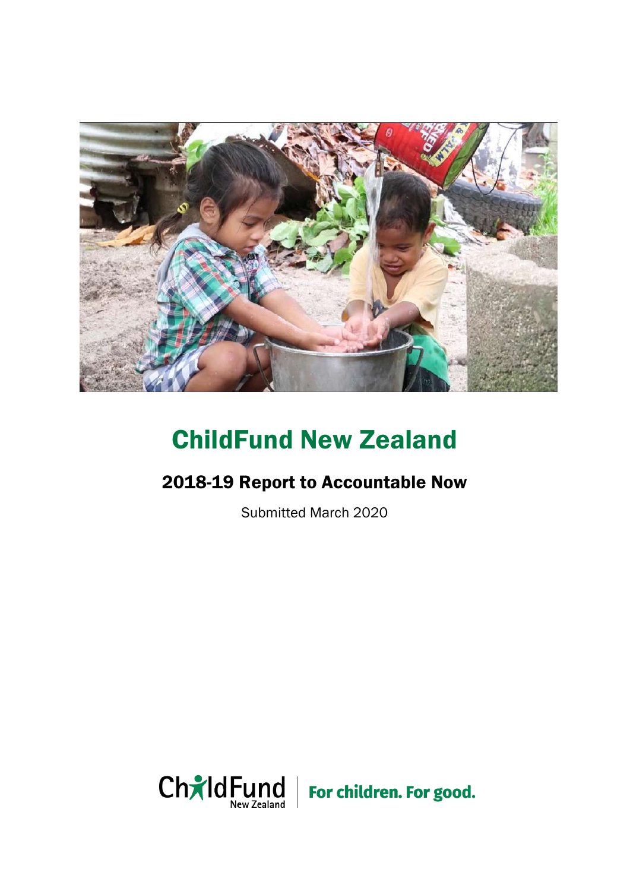# ChildFund New Zealand

## 2018-19 Report to Accountable Now

Submitted March 2020

ChildFund New Zealand | For children. For good.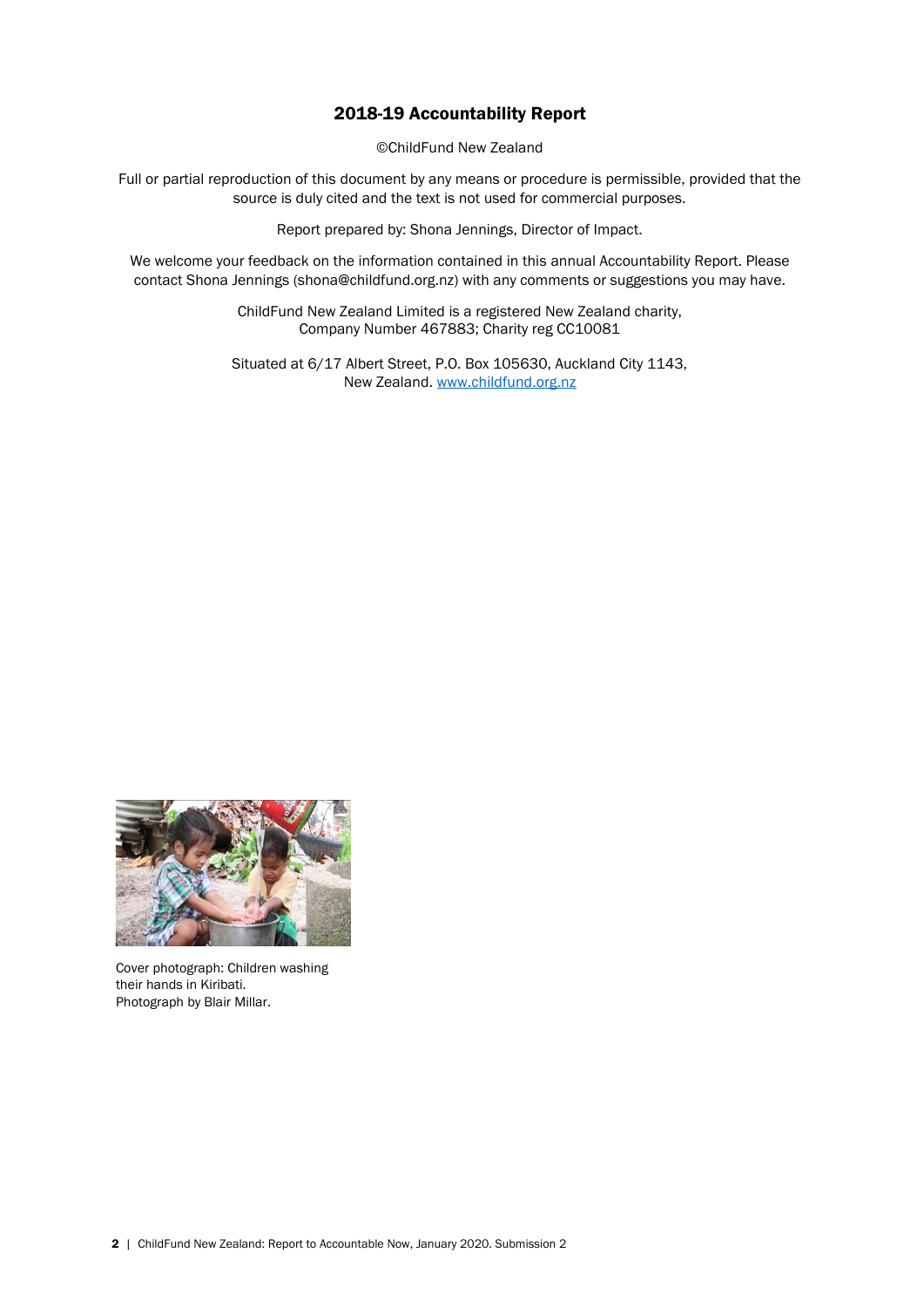## 2018-19 Accountability Report

©ChildFund New Zealand

Full or partial reproduction of this document by any means or procedure is permissible, provided that the source is duly cited and the text is not used for commercial purposes.

Report prepared by: Shona Jennings, Director of Impact.

We welcome your feedback on the information contained in this annual Accountability Report. Please contact Shona Jennings (shona@childfund.org.nz) with any comments or suggestions you may have.

ChildFund New Zealand Limited is a registered New Zealand charity, Company Number 467883; Charity reg CC10081

Situated at 6/17 Albert Street, P.O. Box 105630, Auckland City 1143, New Zealand. [www.childfund.org.nz](www.childfund.org.nz)

Cover photograph: Children washing their hands in Kiribati. Photograph by Blair Millar.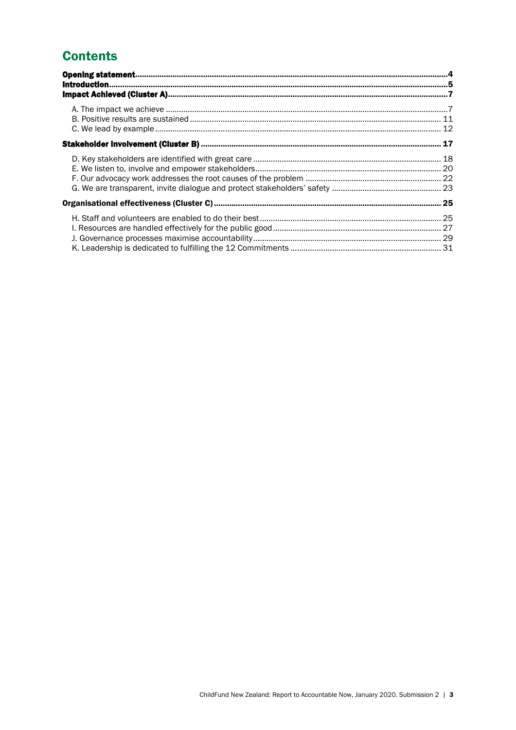# Contents

**Opening statement** ..... **4**
**Introduction** ..... **5**
**Impact Achieved (Cluster A)** ..... **7**

- A. The impact we achieve ..... 7
- B. Positive results are sustained ..... 11
- C. We lead by example ..... 12

**Stakeholder Involvement (Cluster B)** ..... **17**

- D. Key stakeholders are identified with great care ..... 18
- E. We listen to, involve and empower stakeholders ..... 20
- F. Our advocacy work addresses the root causes of the problem ..... 22
- G. We are transparent, invite dialogue and protect stakeholders' safety ..... 23

**Organisational effectiveness (Cluster C)** ..... **25**

- H. Staff and volunteers are enabled to do their best ..... 25
- I. Resources are handled effectively for the public good ..... 27
- J. Governance processes maximise accountability ..... 29
- K. Leadership is dedicated to fulfilling the 12 Commitments ..... 31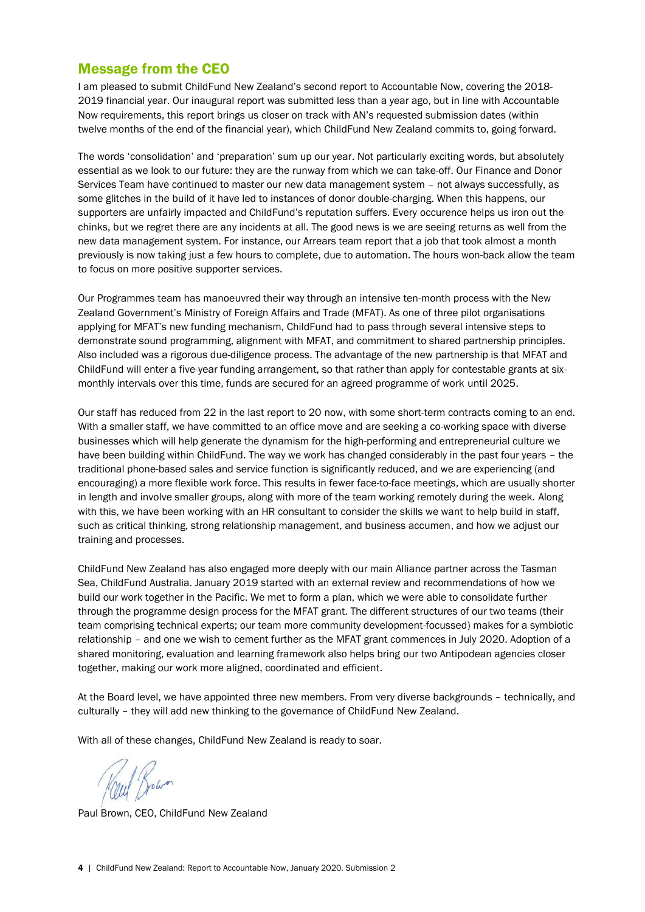## Message from the CEO

I am pleased to submit ChildFund New Zealand's second report to Accountable Now, covering the 2018-2019 financial year. Our inaugural report was submitted less than a year ago, but in line with Accountable Now requirements, this report brings us closer on track with AN's requested submission dates (within twelve months of the end of the financial year), which ChildFund New Zealand commits to, going forward.

The words 'consolidation' and 'preparation' sum up our year. Not particularly exciting words, but absolutely essential as we look to our future: they are the runway from which we can take-off. Our Finance and Donor Services Team have continued to master our new data management system – not always successfully, as some glitches in the build of it have led to instances of donor double-charging. When this happens, our supporters are unfairly impacted and ChildFund's reputation suffers. Every occurence helps us iron out the chinks, but we regret there are any incidents at all. The good news is we are seeing returns as well from the new data management system. For instance, our Arrears team report that a job that took almost a month previously is now taking just a few hours to complete, due to automation. The hours won-back allow the team to focus on more positive supporter services.

Our Programmes team has manoeuvred their way through an intensive ten-month process with the New Zealand Government's Ministry of Foreign Affairs and Trade (MFAT). As one of three pilot organisations applying for MFAT's new funding mechanism, ChildFund had to pass through several intensive steps to demonstrate sound programming, alignment with MFAT, and commitment to shared partnership principles. Also included was a rigorous due-diligence process. The advantage of the new partnership is that MFAT and ChildFund will enter a five-year funding arrangement, so that rather than apply for contestable grants at six-monthly intervals over this time, funds are secured for an agreed programme of work until 2025.

Our staff has reduced from 22 in the last report to 20 now, with some short-term contracts coming to an end. With a smaller staff, we have committed to an office move and are seeking a co-working space with diverse businesses which will help generate the dynamism for the high-performing and entrepreneurial culture we have been building within ChildFund. The way we work has changed considerably in the past four years – the traditional phone-based sales and service function is significantly reduced, and we are experiencing (and encouraging) a more flexible work force. This results in fewer face-to-face meetings, which are usually shorter in length and involve smaller groups, along with more of the team working remotely during the week. Along with this, we have been working with an HR consultant to consider the skills we want to help build in staff, such as critical thinking, strong relationship management, and business accumen, and how we adjust our training and processes.

ChildFund New Zealand has also engaged more deeply with our main Alliance partner across the Tasman Sea, ChildFund Australia. January 2019 started with an external review and recommendations of how we build our work together in the Pacific. We met to form a plan, which we were able to consolidate further through the programme design process for the MFAT grant. The different structures of our two teams (their team comprising technical experts; our team more community development-focussed) makes for a symbiotic relationship – and one we wish to cement further as the MFAT grant commences in July 2020. Adoption of a shared monitoring, evaluation and learning framework also helps bring our two Antipodean agencies closer together, making our work more aligned, coordinated and efficient.

At the Board level, we have appointed three new members. From very diverse backgrounds – technically, and culturally – they will add new thinking to the governance of ChildFund New Zealand.

With all of these changes, ChildFund New Zealand is ready to soar.

Paul Brown, CEO, ChildFund New Zealand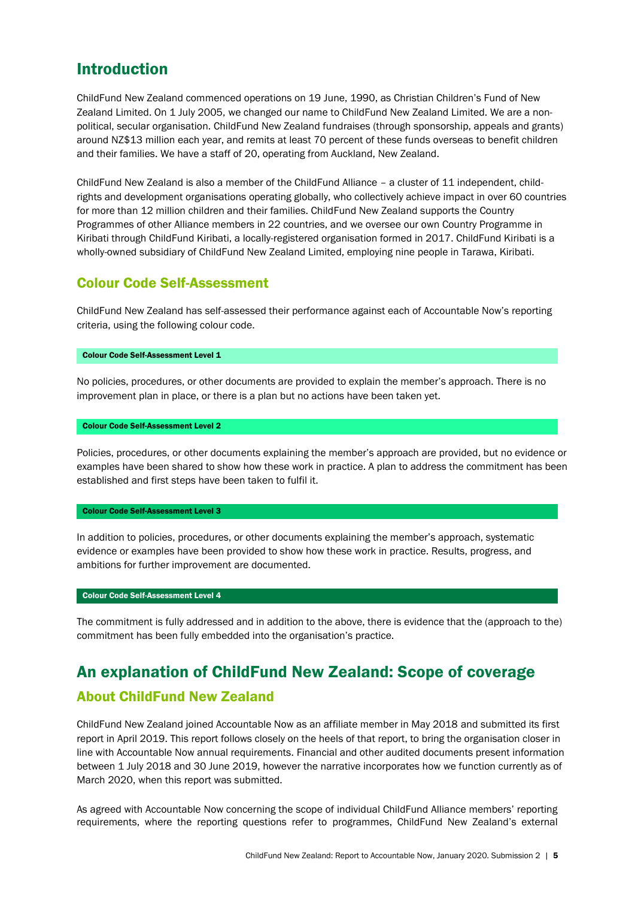# Introduction

ChildFund New Zealand commenced operations on 19 June, 1990, as Christian Children's Fund of New Zealand Limited. On 1 July 2005, we changed our name to ChildFund New Zealand Limited. We are a non-political, secular organisation. ChildFund New Zealand fundraises (through sponsorship, appeals and grants) around NZ$13 million each year, and remits at least 70 percent of these funds overseas to benefit children and their families. We have a staff of 20, operating from Auckland, New Zealand.

ChildFund New Zealand is also a member of the ChildFund Alliance – a cluster of 11 independent, child-rights and development organisations operating globally, who collectively achieve impact in over 60 countries for more than 12 million children and their families. ChildFund New Zealand supports the Country Programmes of other Alliance members in 22 countries, and we oversee our own Country Programme in Kiribati through ChildFund Kiribati, a locally-registered organisation formed in 2017. ChildFund Kiribati is a wholly-owned subsidiary of ChildFund New Zealand Limited, employing nine people in Tarawa, Kiribati.

## Colour Code Self-Assessment

ChildFund New Zealand has self-assessed their performance against each of Accountable Now's reporting criteria, using the following colour code.

**Colour Code Self-Assessment Level 1**

No policies, procedures, or other documents are provided to explain the member's approach. There is no improvement plan in place, or there is a plan but no actions have been taken yet.

**Colour Code Self-Assessment Level 2**

Policies, procedures, or other documents explaining the member's approach are provided, but no evidence or examples have been shared to show how these work in practice. A plan to address the commitment has been established and first steps have been taken to fulfil it.

**Colour Code Self-Assessment Level 3**

In addition to policies, procedures, or other documents explaining the member's approach, systematic evidence or examples have been provided to show how these work in practice. Results, progress, and ambitions for further improvement are documented.

**Colour Code Self-Assessment Level 4**

The commitment is fully addressed and in addition to the above, there is evidence that the (approach to the) commitment has been fully embedded into the organisation's practice.

# An explanation of ChildFund New Zealand: Scope of coverage

## About ChildFund New Zealand

ChildFund New Zealand joined Accountable Now as an affiliate member in May 2018 and submitted its first report in April 2019. This report follows closely on the heels of that report, to bring the organisation closer in line with Accountable Now annual requirements. Financial and other audited documents present information between 1 July 2018 and 30 June 2019, however the narrative incorporates how we function currently as of March 2020, when this report was submitted.

As agreed with Accountable Now concerning the scope of individual ChildFund Alliance members' reporting requirements, where the reporting questions refer to programmes, ChildFund New Zealand's external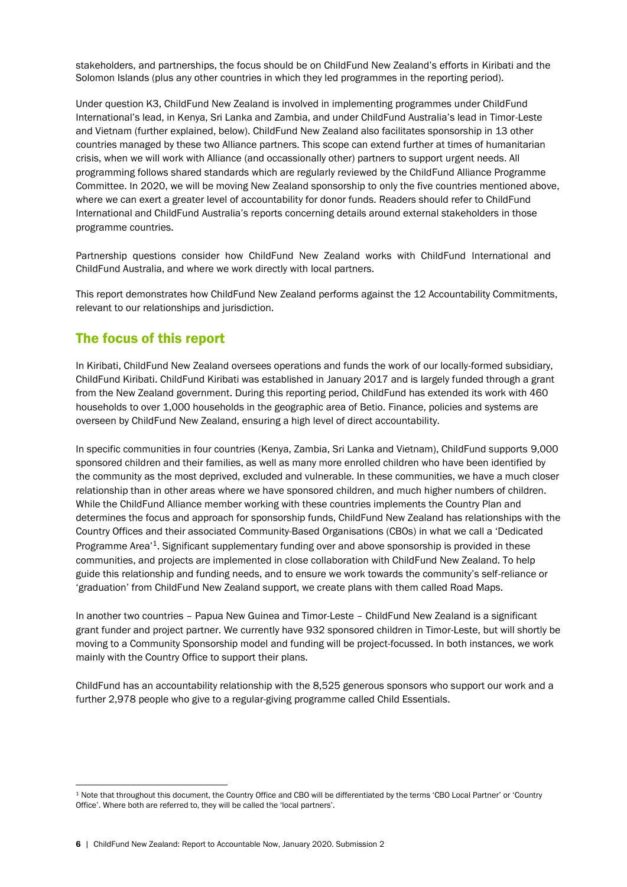stakeholders, and partnerships, the focus should be on ChildFund New Zealand's efforts in Kiribati and the Solomon Islands (plus any other countries in which they led programmes in the reporting period).

Under question K3, ChildFund New Zealand is involved in implementing programmes under ChildFund International's lead, in Kenya, Sri Lanka and Zambia, and under ChildFund Australia's lead in Timor-Leste and Vietnam (further explained, below). ChildFund New Zealand also facilitates sponsorship in 13 other countries managed by these two Alliance partners. This scope can extend further at times of humanitarian crisis, when we will work with Alliance (and occassionally other) partners to support urgent needs. All programming follows shared standards which are regularly reviewed by the ChildFund Alliance Programme Committee. In 2020, we will be moving New Zealand sponsorship to only the five countries mentioned above, where we can exert a greater level of accountability for donor funds. Readers should refer to ChildFund International and ChildFund Australia's reports concerning details around external stakeholders in those programme countries.

Partnership questions consider how ChildFund New Zealand works with ChildFund International and ChildFund Australia, and where we work directly with local partners.

This report demonstrates how ChildFund New Zealand performs against the 12 Accountability Commitments, relevant to our relationships and jurisdiction.

## The focus of this report

In Kiribati, ChildFund New Zealand oversees operations and funds the work of our locally-formed subsidiary, ChildFund Kiribati. ChildFund Kiribati was established in January 2017 and is largely funded through a grant from the New Zealand government. During this reporting period, ChildFund has extended its work with 460 households to over 1,000 households in the geographic area of Betio. Finance, policies and systems are overseen by ChildFund New Zealand, ensuring a high level of direct accountability.

In specific communities in four countries (Kenya, Zambia, Sri Lanka and Vietnam), ChildFund supports 9,000 sponsored children and their families, as well as many more enrolled children who have been identified by the community as the most deprived, excluded and vulnerable. In these communities, we have a much closer relationship than in other areas where we have sponsored children, and much higher numbers of children. While the ChildFund Alliance member working with these countries implements the Country Plan and determines the focus and approach for sponsorship funds, ChildFund New Zealand has relationships with the Country Offices and their associated Community-Based Organisations (CBOs) in what we call a 'Dedicated Programme Area'[1]. Significant supplementary funding over and above sponsorship is provided in these communities, and projects are implemented in close collaboration with ChildFund New Zealand. To help guide this relationship and funding needs, and to ensure we work towards the community's self-reliance or 'graduation' from ChildFund New Zealand support, we create plans with them called Road Maps.

In another two countries – Papua New Guinea and Timor-Leste – ChildFund New Zealand is a significant grant funder and project partner. We currently have 932 sponsored children in Timor-Leste, but will shortly be moving to a Community Sponsorship model and funding will be project-focussed. In both instances, we work mainly with the Country Office to support their plans.

ChildFund has an accountability relationship with the 8,525 generous sponsors who support our work and a further 2,978 people who give to a regular-giving programme called Child Essentials.

[1] Note that throughout this document, the Country Office and CBO will be differentiated by the terms 'CBO Local Partner' or 'Country Office'. Where both are referred to, they will be called the 'local partners'.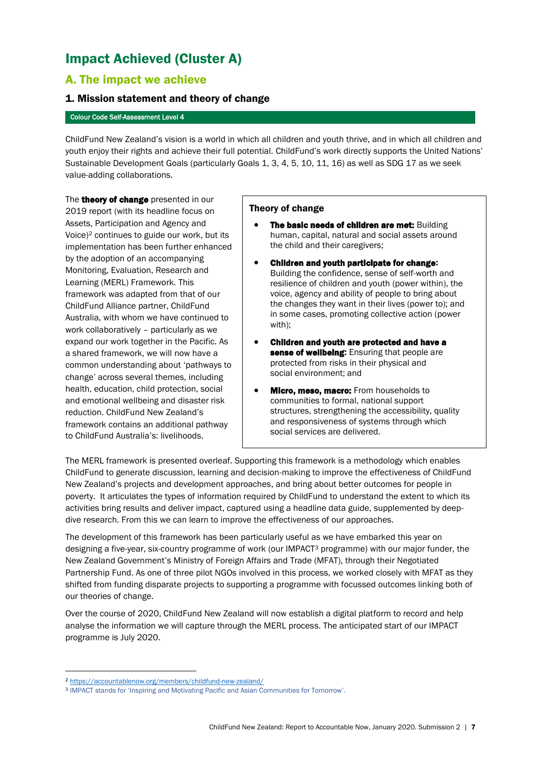# Impact Achieved (Cluster A)

## A. The impact we achieve

### 1. Mission statement and theory of change

Colour Code Self-Assessment Level 4

ChildFund New Zealand's vision is a world in which all children and youth thrive, and in which all children and youth enjoy their rights and achieve their full potential. ChildFund's work directly supports the United Nations' Sustainable Development Goals (particularly Goals 1, 3, 4, 5, 10, 11, 16) as well as SDG 17 as we seek value-adding collaborations.

The **theory of change** presented in our 2019 report (with its headline focus on Assets, Participation and Agency and Voice)[2] continues to guide our work, but its implementation has been further enhanced by the adoption of an accompanying Monitoring, Evaluation, Research and Learning (MERL) Framework. This framework was adapted from that of our ChildFund Alliance partner, ChildFund Australia, with whom we have continued to work collaboratively – particularly as we expand our work together in the Pacific. As a shared framework, we will now have a common understanding about 'pathways to change' across several themes, including health, education, child protection, social and emotional wellbeing and disaster risk reduction. ChildFund New Zealand's framework contains an additional pathway to ChildFund Australia's: livelihoods.

**Theory of change**

- **The basic needs of children are met:** Building human, capital, natural and social assets around the child and their caregivers;
- **Children and youth participate for change:** Building the confidence, sense of self-worth and resilience of children and youth (power within), the voice, agency and ability of people to bring about the changes they want in their lives (power to); and in some cases, promoting collective action (power with);
- **Children and youth are protected and have a sense of wellbeing:** Ensuring that people are protected from risks in their physical and social environment; and
- **Micro, meso, macro:** From households to communities to formal, national support structures, strengthening the accessibility, quality and responsiveness of systems through which social services are delivered.

The MERL framework is presented overleaf. Supporting this framework is a methodology which enables ChildFund to generate discussion, learning and decision-making to improve the effectiveness of ChildFund New Zealand's projects and development approaches, and bring about better outcomes for people in poverty. It articulates the types of information required by ChildFund to understand the extent to which its activities bring results and deliver impact, captured using a headline data guide, supplemented by deep-dive research. From this we can learn to improve the effectiveness of our approaches.

The development of this framework has been particularly useful as we have embarked this year on designing a five-year, six-country programme of work (our IMPACT[3] programme) with our major funder, the New Zealand Government's Ministry of Foreign Affairs and Trade (MFAT), through their Negotiated Partnership Fund. As one of three pilot NGOs involved in this process, we worked closely with MFAT as they shifted from funding disparate projects to supporting a programme with focussed outcomes linking both of our theories of change.

Over the course of 2020, ChildFund New Zealand will now establish a digital platform to record and help analyse the information we will capture through the MERL process. The anticipated start of our IMPACT programme is July 2020.

---

[2] https://accountablenow.org/members/childfund-new-zealand/

[3] IMPACT stands for 'Inspiring and Motivating Pacific and Asian Communities for Tomorrow'.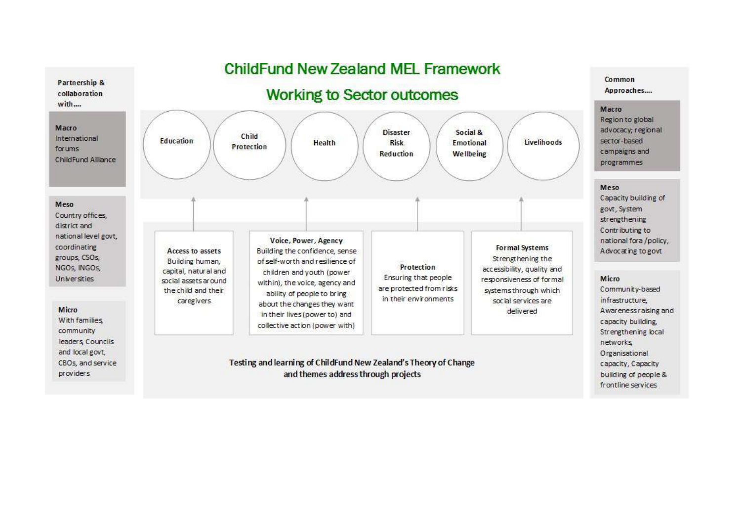# ChildFund New Zealand MEL Framework

## Working to Sector outcomes

**Partnership & collaboration with....**

**Macro**
International forums
ChildFund Alliance

**Meso**
Country offices, district and national level govt, coordinating groups, CSOs, NGOs, INGOs, Universities

**Micro**
With families, community leaders, Councils and local govt, CBOs, and service providers

**Sector outcomes:** Education | Child Protection | Health | Disaster Risk Reduction | Social & Emotional Wellbeing | Livelihoods

**Access to assets**
Building human, capital, natural and social assets around the child and their caregivers

**Voice, Power, Agency**
Building the confidence, sense of self-worth and resilience of children and youth (power within), the voice, agency and ability of people to bring about the changes they want in their lives (power to) and collective action (power with)

**Protection**
Ensuring that people are protected from risks in their environments

**Formal Systems**
Strengthening the accessibility, quality and responsiveness of formal systems through which social services are delivered

Testing and learning of ChildFund New Zealand's Theory of Change and themes address through projects

**Common Approaches....**

**Macro**
Region to global advocacy; regional sector-based campaigns and programmes

**Meso**
Capacity building of govt, System strengthening
Contributing to national fora /policy, Advocating to govt

**Micro**
Community-based infrastructure, Awareness raising and capacity building, Strengthening local networks, Organisational capacity, Capacity building of people & frontline services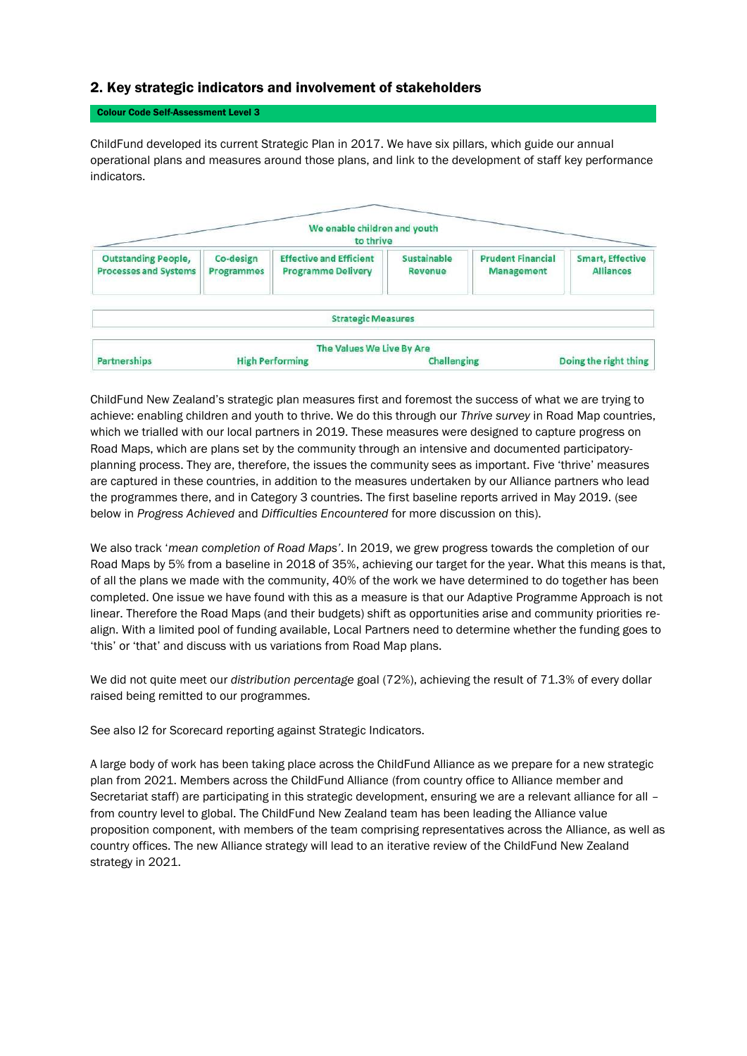## 2. Key strategic indicators and involvement of stakeholders

**Colour Code Self-Assessment Level 3**

ChildFund developed its current Strategic Plan in 2017. We have six pillars, which guide our annual operational plans and measures around those plans, and link to the development of staff key performance indicators.

| We enable children and youth to thrive | | | | | |
|---|---|---|---|---|---|
| Outstanding People, Processes and Systems | Co-design Programmes | Effective and Efficient Programme Delivery | Sustainable Revenue | Prudent Financial Management | Smart, Effective Alliances |

**Strategic Measures**

**The Values We Live By Are**

Partnerships | High Performing | Challenging | Doing the right thing

ChildFund New Zealand's strategic plan measures first and foremost the success of what we are trying to achieve: enabling children and youth to thrive. We do this through our *Thrive survey* in Road Map countries, which we trialled with our local partners in 2019. These measures were designed to capture progress on Road Maps, which are plans set by the community through an intensive and documented participatory-planning process. They are, therefore, the issues the community sees as important. Five 'thrive' measures are captured in these countries, in addition to the measures undertaken by our Alliance partners who lead the programmes there, and in Category 3 countries. The first baseline reports arrived in May 2019. (see below in *Progress Achieved* and *Difficulties Encountered* for more discussion on this).

We also track '*mean completion of Road Maps*'. In 2019, we grew progress towards the completion of our Road Maps by 5% from a baseline in 2018 of 35%, achieving our target for the year. What this means is that, of all the plans we made with the community, 40% of the work we have determined to do together has been completed. One issue we have found with this as a measure is that our Adaptive Programme Approach is not linear. Therefore the Road Maps (and their budgets) shift as opportunities arise and community priorities re-align. With a limited pool of funding available, Local Partners need to determine whether the funding goes to 'this' or 'that' and discuss with us variations from Road Map plans.

We did not quite meet our *distribution percentage* goal (72%), achieving the result of 71.3% of every dollar raised being remitted to our programmes.

See also I2 for Scorecard reporting against Strategic Indicators.

A large body of work has been taking place across the ChildFund Alliance as we prepare for a new strategic plan from 2021. Members across the ChildFund Alliance (from country office to Alliance member and Secretariat staff) are participating in this strategic development, ensuring we are a relevant alliance for all – from country level to global. The ChildFund New Zealand team has been leading the Alliance value proposition component, with members of the team comprising representatives across the Alliance, as well as country offices. The new Alliance strategy will lead to an iterative review of the ChildFund New Zealand strategy in 2021.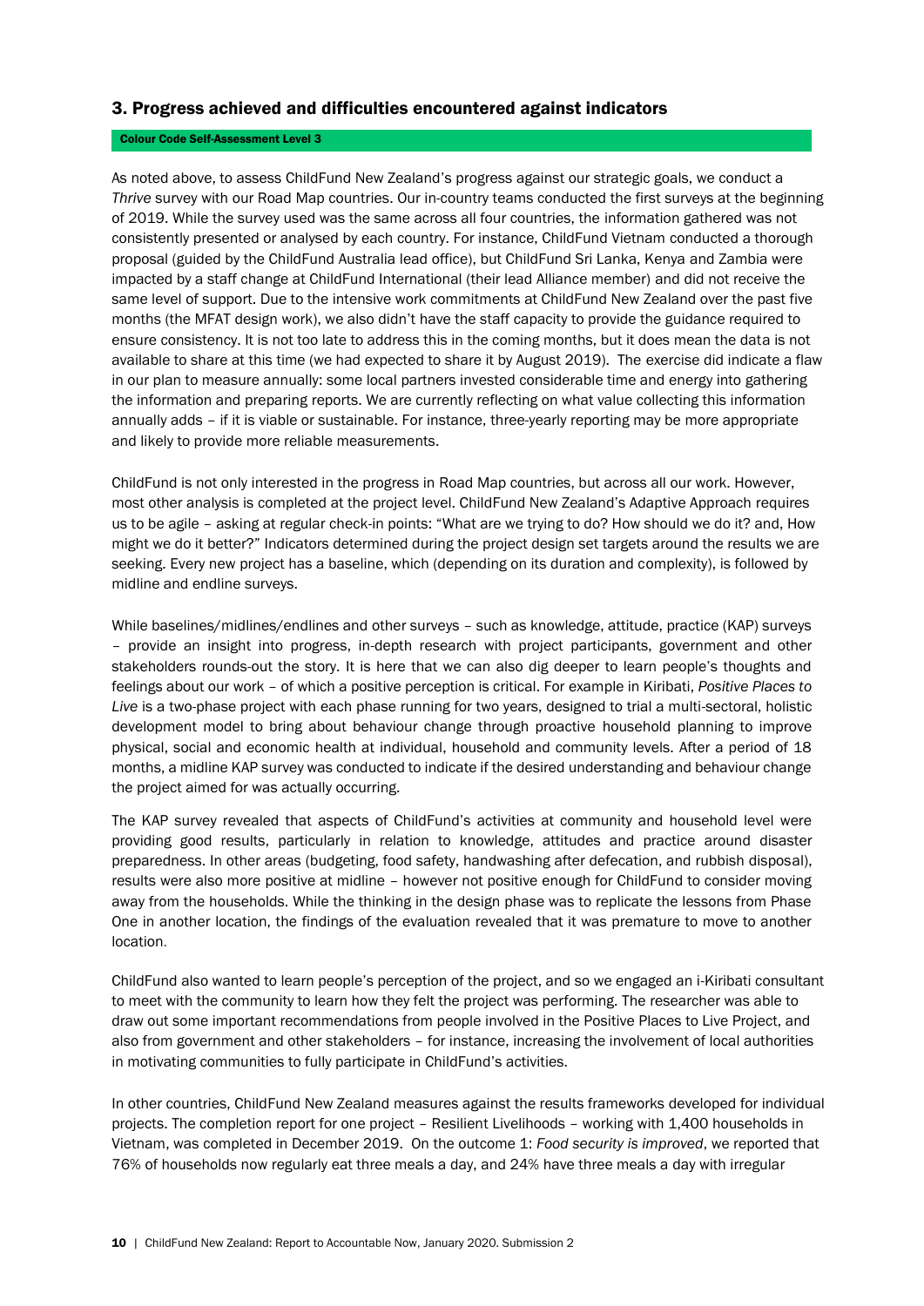## 3. Progress achieved and difficulties encountered against indicators

**Colour Code Self-Assessment Level 3**

As noted above, to assess ChildFund New Zealand's progress against our strategic goals, we conduct a *Thrive* survey with our Road Map countries. Our in-country teams conducted the first surveys at the beginning of 2019. While the survey used was the same across all four countries, the information gathered was not consistently presented or analysed by each country. For instance, ChildFund Vietnam conducted a thorough proposal (guided by the ChildFund Australia lead office), but ChildFund Sri Lanka, Kenya and Zambia were impacted by a staff change at ChildFund International (their lead Alliance member) and did not receive the same level of support. Due to the intensive work commitments at ChildFund New Zealand over the past five months (the MFAT design work), we also didn't have the staff capacity to provide the guidance required to ensure consistency. It is not too late to address this in the coming months, but it does mean the data is not available to share at this time (we had expected to share it by August 2019). The exercise did indicate a flaw in our plan to measure annually: some local partners invested considerable time and energy into gathering the information and preparing reports. We are currently reflecting on what value collecting this information annually adds – if it is viable or sustainable. For instance, three-yearly reporting may be more appropriate and likely to provide more reliable measurements.

ChildFund is not only interested in the progress in Road Map countries, but across all our work. However, most other analysis is completed at the project level. ChildFund New Zealand's Adaptive Approach requires us to be agile – asking at regular check-in points: "What are we trying to do? How should we do it? and, How might we do it better?" Indicators determined during the project design set targets around the results we are seeking. Every new project has a baseline, which (depending on its duration and complexity), is followed by midline and endline surveys.

While baselines/midlines/endlines and other surveys – such as knowledge, attitude, practice (KAP) surveys – provide an insight into progress, in-depth research with project participants, government and other stakeholders rounds-out the story. It is here that we can also dig deeper to learn people's thoughts and feelings about our work – of which a positive perception is critical. For example in Kiribati, *Positive Places to Live* is a two-phase project with each phase running for two years, designed to trial a multi-sectoral, holistic development model to bring about behaviour change through proactive household planning to improve physical, social and economic health at individual, household and community levels. After a period of 18 months, a midline KAP survey was conducted to indicate if the desired understanding and behaviour change the project aimed for was actually occurring.

The KAP survey revealed that aspects of ChildFund's activities at community and household level were providing good results, particularly in relation to knowledge, attitudes and practice around disaster preparedness. In other areas (budgeting, food safety, handwashing after defecation, and rubbish disposal), results were also more positive at midline – however not positive enough for ChildFund to consider moving away from the households. While the thinking in the design phase was to replicate the lessons from Phase One in another location, the findings of the evaluation revealed that it was premature to move to another location.

ChildFund also wanted to learn people's perception of the project, and so we engaged an i-Kiribati consultant to meet with the community to learn how they felt the project was performing. The researcher was able to draw out some important recommendations from people involved in the Positive Places to Live Project, and also from government and other stakeholders – for instance, increasing the involvement of local authorities in motivating communities to fully participate in ChildFund's activities.

In other countries, ChildFund New Zealand measures against the results frameworks developed for individual projects. The completion report for one project – Resilient Livelihoods – working with 1,400 households in Vietnam, was completed in December 2019. On the outcome 1: *Food security is improved*, we reported that 76% of households now regularly eat three meals a day, and 24% have three meals a day with irregular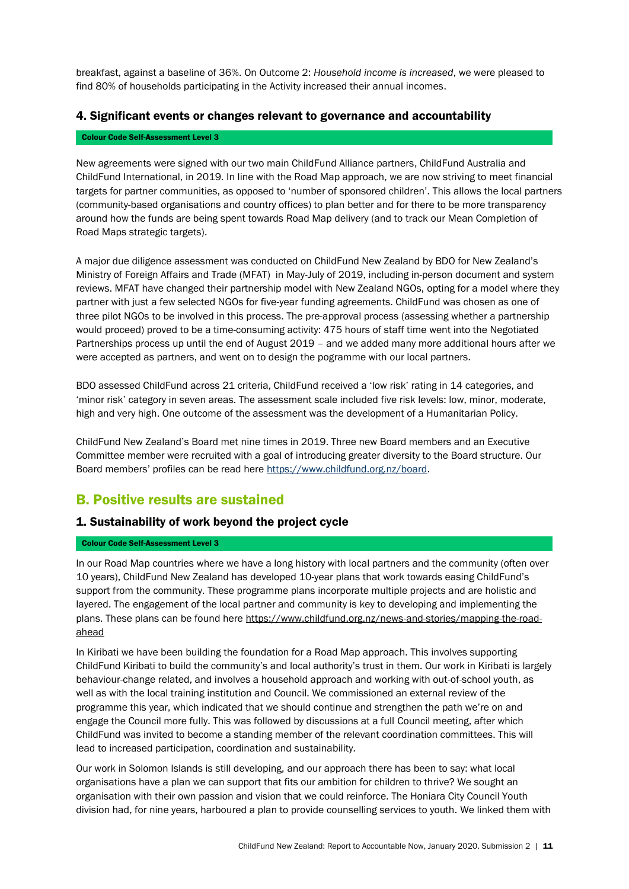breakfast, against a baseline of 36%. On Outcome 2: *Household income is increased*, we were pleased to find 80% of households participating in the Activity increased their annual incomes.

### 4. Significant events or changes relevant to governance and accountability

**Colour Code Self-Assessment Level 3**

New agreements were signed with our two main ChildFund Alliance partners, ChildFund Australia and ChildFund International, in 2019. In line with the Road Map approach, we are now striving to meet financial targets for partner communities, as opposed to 'number of sponsored children'. This allows the local partners (community-based organisations and country offices) to plan better and for there to be more transparency around how the funds are being spent towards Road Map delivery (and to track our Mean Completion of Road Maps strategic targets).

A major due diligence assessment was conducted on ChildFund New Zealand by BDO for New Zealand's Ministry of Foreign Affairs and Trade (MFAT) in May-July of 2019, including in-person document and system reviews. MFAT have changed their partnership model with New Zealand NGOs, opting for a model where they partner with just a few selected NGOs for five-year funding agreements. ChildFund was chosen as one of three pilot NGOs to be involved in this process. The pre-approval process (assessing whether a partnership would proceed) proved to be a time-consuming activity: 475 hours of staff time went into the Negotiated Partnerships process up until the end of August 2019 – and we added many more additional hours after we were accepted as partners, and went on to design the pogramme with our local partners.

BDO assessed ChildFund across 21 criteria, ChildFund received a 'low risk' rating in 14 categories, and 'minor risk' category in seven areas. The assessment scale included five risk levels: low, minor, moderate, high and very high. One outcome of the assessment was the development of a Humanitarian Policy.

ChildFund New Zealand's Board met nine times in 2019. Three new Board members and an Executive Committee member were recruited with a goal of introducing greater diversity to the Board structure. Our Board members' profiles can be read here https://www.childfund.org.nz/board.

## B. Positive results are sustained

### 1. Sustainability of work beyond the project cycle

**Colour Code Self-Assessment Level 3**

In our Road Map countries where we have a long history with local partners and the community (often over 10 years), ChildFund New Zealand has developed 10-year plans that work towards easing ChildFund's support from the community. These programme plans incorporate multiple projects and are holistic and layered. The engagement of the local partner and community is key to developing and implementing the plans. These plans can be found here https://www.childfund.org.nz/news-and-stories/mapping-the-road-ahead

In Kiribati we have been building the foundation for a Road Map approach. This involves supporting ChildFund Kiribati to build the community's and local authority's trust in them. Our work in Kiribati is largely behaviour-change related, and involves a household approach and working with out-of-school youth, as well as with the local training institution and Council. We commissioned an external review of the programme this year, which indicated that we should continue and strengthen the path we're on and engage the Council more fully. This was followed by discussions at a full Council meeting, after which ChildFund was invited to become a standing member of the relevant coordination committees. This will lead to increased participation, coordination and sustainability.

Our work in Solomon Islands is still developing, and our approach there has been to say: what local organisations have a plan we can support that fits our ambition for children to thrive? We sought an organisation with their own passion and vision that we could reinforce. The Honiara City Council Youth division had, for nine years, harboured a plan to provide counselling services to youth. We linked them with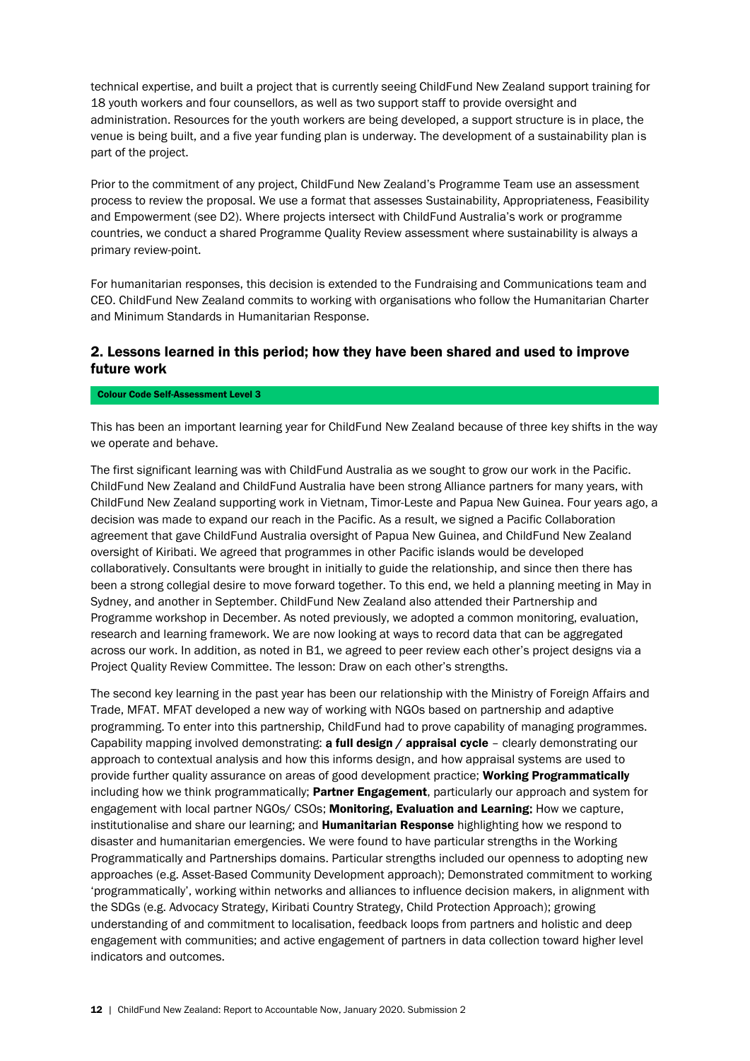technical expertise, and built a project that is currently seeing ChildFund New Zealand support training for 18 youth workers and four counsellors, as well as two support staff to provide oversight and administration. Resources for the youth workers are being developed, a support structure is in place, the venue is being built, and a five year funding plan is underway. The development of a sustainability plan is part of the project.

Prior to the commitment of any project, ChildFund New Zealand's Programme Team use an assessment process to review the proposal. We use a format that assesses Sustainability, Appropriateness, Feasibility and Empowerment (see D2). Where projects intersect with ChildFund Australia's work or programme countries, we conduct a shared Programme Quality Review assessment where sustainability is always a primary review-point.

For humanitarian responses, this decision is extended to the Fundraising and Communications team and CEO. ChildFund New Zealand commits to working with organisations who follow the Humanitarian Charter and Minimum Standards in Humanitarian Response.

## 2. Lessons learned in this period; how they have been shared and used to improve future work

**Colour Code Self-Assessment Level 3**

This has been an important learning year for ChildFund New Zealand because of three key shifts in the way we operate and behave.

The first significant learning was with ChildFund Australia as we sought to grow our work in the Pacific. ChildFund New Zealand and ChildFund Australia have been strong Alliance partners for many years, with ChildFund New Zealand supporting work in Vietnam, Timor-Leste and Papua New Guinea. Four years ago, a decision was made to expand our reach in the Pacific. As a result, we signed a Pacific Collaboration agreement that gave ChildFund Australia oversight of Papua New Guinea, and ChildFund New Zealand oversight of Kiribati. We agreed that programmes in other Pacific islands would be developed collaboratively. Consultants were brought in initially to guide the relationship, and since then there has been a strong collegial desire to move forward together. To this end, we held a planning meeting in May in Sydney, and another in September. ChildFund New Zealand also attended their Partnership and Programme workshop in December. As noted previously, we adopted a common monitoring, evaluation, research and learning framework. We are now looking at ways to record data that can be aggregated across our work. In addition, as noted in B1, we agreed to peer review each other's project designs via a Project Quality Review Committee. The lesson: Draw on each other's strengths.

The second key learning in the past year has been our relationship with the Ministry of Foreign Affairs and Trade, MFAT. MFAT developed a new way of working with NGOs based on partnership and adaptive programming. To enter into this partnership, ChildFund had to prove capability of managing programmes. Capability mapping involved demonstrating: **a full design / appraisal cycle** – clearly demonstrating our approach to contextual analysis and how this informs design, and how appraisal systems are used to provide further quality assurance on areas of good development practice; **Working Programmatically** including how we think programmatically; **Partner Engagement**, particularly our approach and system for engagement with local partner NGOs/ CSOs; **Monitoring, Evaluation and Learning:** How we capture, institutionalise and share our learning; and **Humanitarian Response** highlighting how we respond to disaster and humanitarian emergencies. We were found to have particular strengths in the Working Programmatically and Partnerships domains. Particular strengths included our openness to adopting new approaches (e.g. Asset-Based Community Development approach); Demonstrated commitment to working 'programmatically', working within networks and alliances to influence decision makers, in alignment with the SDGs (e.g. Advocacy Strategy, Kiribati Country Strategy, Child Protection Approach); growing understanding of and commitment to localisation, feedback loops from partners and holistic and deep engagement with communities; and active engagement of partners in data collection toward higher level indicators and outcomes.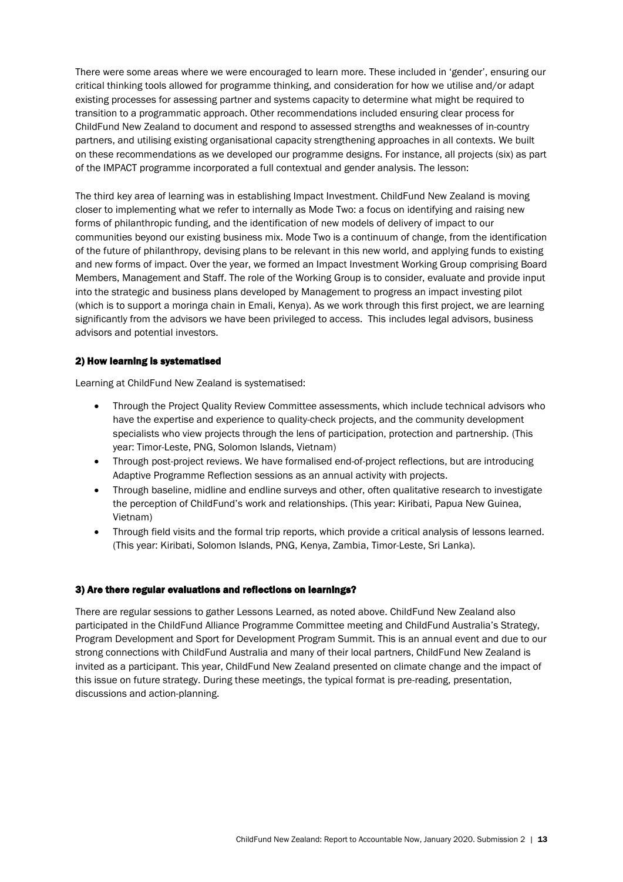There were some areas where we were encouraged to learn more. These included in 'gender', ensuring our critical thinking tools allowed for programme thinking, and consideration for how we utilise and/or adapt existing processes for assessing partner and systems capacity to determine what might be required to transition to a programmatic approach. Other recommendations included ensuring clear process for ChildFund New Zealand to document and respond to assessed strengths and weaknesses of in-country partners, and utilising existing organisational capacity strengthening approaches in all contexts. We built on these recommendations as we developed our programme designs. For instance, all projects (six) as part of the IMPACT programme incorporated a full contextual and gender analysis. The lesson:

The third key area of learning was in establishing Impact Investment. ChildFund New Zealand is moving closer to implementing what we refer to internally as Mode Two: a focus on identifying and raising new forms of philanthropic funding, and the identification of new models of delivery of impact to our communities beyond our existing business mix. Mode Two is a continuum of change, from the identification of the future of philanthropy, devising plans to be relevant in this new world, and applying funds to existing and new forms of impact. Over the year, we formed an Impact Investment Working Group comprising Board Members, Management and Staff. The role of the Working Group is to consider, evaluate and provide input into the strategic and business plans developed by Management to progress an impact investing pilot (which is to support a moringa chain in Emali, Kenya). As we work through this first project, we are learning significantly from the advisors we have been privileged to access. This includes legal advisors, business advisors and potential investors.

### 2) How learning is systematised

Learning at ChildFund New Zealand is systematised:

- Through the Project Quality Review Committee assessments, which include technical advisors who have the expertise and experience to quality-check projects, and the community development specialists who view projects through the lens of participation, protection and partnership. (This year: Timor-Leste, PNG, Solomon Islands, Vietnam)
- Through post-project reviews. We have formalised end-of-project reflections, but are introducing Adaptive Programme Reflection sessions as an annual activity with projects.
- Through baseline, midline and endline surveys and other, often qualitative research to investigate the perception of ChildFund's work and relationships. (This year: Kiribati, Papua New Guinea, Vietnam)
- Through field visits and the formal trip reports, which provide a critical analysis of lessons learned. (This year: Kiribati, Solomon Islands, PNG, Kenya, Zambia, Timor-Leste, Sri Lanka).

### 3) Are there regular evaluations and reflections on learnings?

There are regular sessions to gather Lessons Learned, as noted above. ChildFund New Zealand also participated in the ChildFund Alliance Programme Committee meeting and ChildFund Australia's Strategy, Program Development and Sport for Development Program Summit. This is an annual event and due to our strong connections with ChildFund Australia and many of their local partners, ChildFund New Zealand is invited as a participant. This year, ChildFund New Zealand presented on climate change and the impact of this issue on future strategy. During these meetings, the typical format is pre-reading, presentation, discussions and action-planning.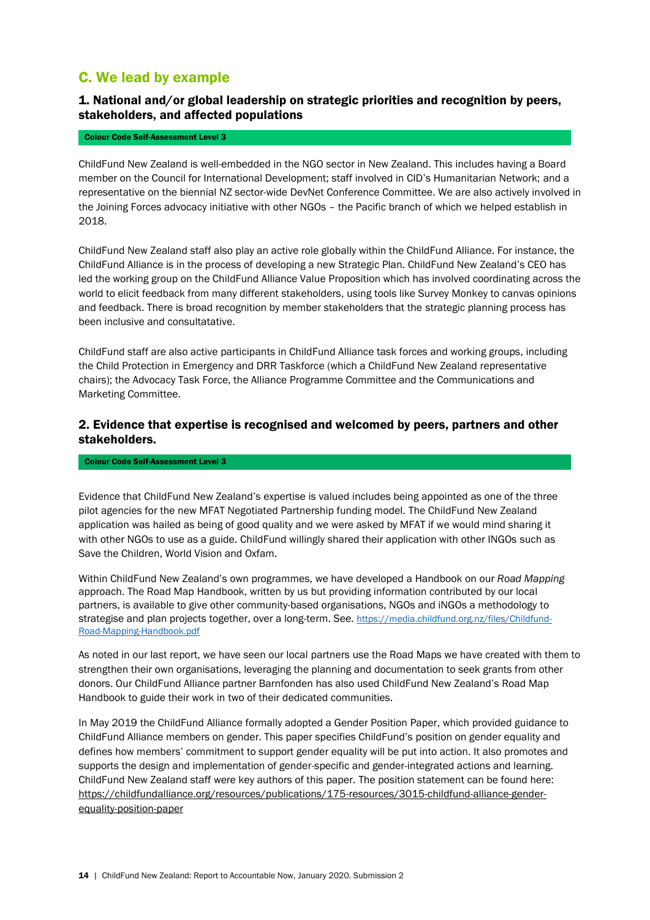## C. We lead by example

### 1. National and/or global leadership on strategic priorities and recognition by peers, stakeholders, and affected populations

**Colour Code Self-Assessment Level 3**

ChildFund New Zealand is well-embedded in the NGO sector in New Zealand. This includes having a Board member on the Council for International Development; staff involved in CID's Humanitarian Network; and a representative on the biennial NZ sector-wide DevNet Conference Committee. We are also actively involved in the Joining Forces advocacy initiative with other NGOs – the Pacific branch of which we helped establish in 2018.

ChildFund New Zealand staff also play an active role globally within the ChildFund Alliance. For instance, the ChildFund Alliance is in the process of developing a new Strategic Plan. ChildFund New Zealand's CEO has led the working group on the ChildFund Alliance Value Proposition which has involved coordinating across the world to elicit feedback from many different stakeholders, using tools like Survey Monkey to canvas opinions and feedback. There is broad recognition by member stakeholders that the strategic planning process has been inclusive and consultatative.

ChildFund staff are also active participants in ChildFund Alliance task forces and working groups, including the Child Protection in Emergency and DRR Taskforce (which a ChildFund New Zealand representative chairs); the Advocacy Task Force, the Alliance Programme Committee and the Communications and Marketing Committee.

### 2. Evidence that expertise is recognised and welcomed by peers, partners and other stakeholders.

**Colour Code Self-Assessment Level 3**

Evidence that ChildFund New Zealand's expertise is valued includes being appointed as one of the three pilot agencies for the new MFAT Negotiated Partnership funding model. The ChildFund New Zealand application was hailed as being of good quality and we were asked by MFAT if we would mind sharing it with other NGOs to use as a guide. ChildFund willingly shared their application with other INGOs such as Save the Children, World Vision and Oxfam.

Within ChildFund New Zealand's own programmes, we have developed a Handbook on our *Road Mapping* approach. The Road Map Handbook, written by us but providing information contributed by our local partners, is available to give other community-based organisations, NGOs and iNGOs a methodology to strategise and plan projects together, over a long-term. See. https://media.childfund.org.nz/files/Childfund-Road-Mapping-Handbook.pdf

As noted in our last report, we have seen our local partners use the Road Maps we have created with them to strengthen their own organisations, leveraging the planning and documentation to seek grants from other donors. Our ChildFund Alliance partner Barnfonden has also used ChildFund New Zealand's Road Map Handbook to guide their work in two of their dedicated communities.

In May 2019 the ChildFund Alliance formally adopted a Gender Position Paper, which provided guidance to ChildFund Alliance members on gender. This paper specifies ChildFund's position on gender equality and defines how members' commitment to support gender equality will be put into action. It also promotes and supports the design and implementation of gender-specific and gender-integrated actions and learning. ChildFund New Zealand staff were key authors of this paper. The position statement can be found here: https://childfundalliance.org/resources/publications/175-resources/3015-childfund-alliance-gender-equality-position-paper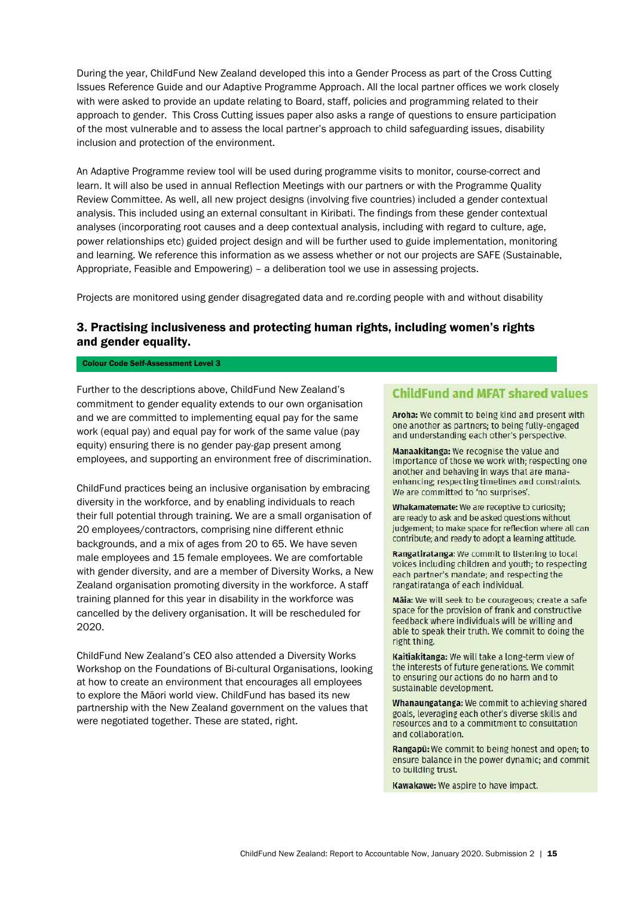During the year, ChildFund New Zealand developed this into a Gender Process as part of the Cross Cutting Issues Reference Guide and our Adaptive Programme Approach. All the local partner offices we work closely with were asked to provide an update relating to Board, staff, policies and programming related to their approach to gender. This Cross Cutting issues paper also asks a range of questions to ensure participation of the most vulnerable and to assess the local partner's approach to child safeguarding issues, disability inclusion and protection of the environment.

An Adaptive Programme review tool will be used during programme visits to monitor, course-correct and learn. It will also be used in annual Reflection Meetings with our partners or with the Programme Quality Review Committee. As well, all new project designs (involving five countries) included a gender contextual analysis. This included using an external consultant in Kiribati. The findings from these gender contextual analyses (incorporating root causes and a deep contextual analysis, including with regard to culture, age, power relationships etc) guided project design and will be further used to guide implementation, monitoring and learning. We reference this information as we assess whether or not our projects are SAFE (Sustainable, Appropriate, Feasible and Empowering) – a deliberation tool we use in assessing projects.

Projects are monitored using gender disagregated data and re.cording people with and without disability

## 3. Practising inclusiveness and protecting human rights, including women's rights and gender equality.

**Colour Code Self-Assessment Level 3**

Further to the descriptions above, ChildFund New Zealand's commitment to gender equality extends to our own organisation and we are committed to implementing equal pay for the same work (equal pay) and equal pay for work of the same value (pay equity) ensuring there is no gender pay-gap present among employees, and supporting an environment free of discrimination.

ChildFund practices being an inclusive organisation by embracing diversity in the workforce, and by enabling individuals to reach their full potential through training. We are a small organisation of 20 employees/contractors, comprising nine different ethnic backgrounds, and a mix of ages from 20 to 65. We have seven male employees and 15 female employees. We are comfortable with gender diversity, and are a member of Diversity Works, a New Zealand organisation promoting diversity in the workforce. A staff training planned for this year in disability in the workforce was cancelled by the delivery organisation. It will be rescheduled for 2020.

ChildFund New Zealand's CEO also attended a Diversity Works Workshop on the Foundations of Bi-cultural Organisations, looking at how to create an environment that encourages all employees to explore the Māori world view. ChildFund has based its new partnership with the New Zealand government on the values that were negotiated together. These are stated, right.

### ChildFund and MFAT shared values

**Aroha:** We commit to being kind and present with one another as partners; to being fully-engaged and understanding each other's perspective.

**Manaakitanga:** We recognise the value and importance of those we work with; respecting one another and behaving in ways that are mana-enhancing; respecting timelines and constraints. We are committed to 'no surprises'.

**Whakamatemate:** We are receptive to curiosity; are ready to ask and be asked questions without judgement; to make space for reflection where all can contribute; and ready to adopt a learning attitude.

**Rangatiratanga:** We commit to listening to local voices including children and youth; to respecting each partner's mandate; and respecting the rangatiratanga of each individual.

**Māia:** We will seek to be courageous; create a safe space for the provision of frank and constructive feedback where individuals will be willing and able to speak their truth. We commit to doing the right thing.

**Kaitiakitanga:** We will take a long-term view of the interests of future generations. We commit to ensuring our actions do no harm and to sustainable development.

**Whanaungatanga:** We commit to achieving shared goals, leveraging each other's diverse skills and resources and to a commitment to consultation and collaboration.

**Rangapū:** We commit to being honest and open; to ensure balance in the power dynamic; and commit to building trust.

**Kawakawe:** We aspire to have impact.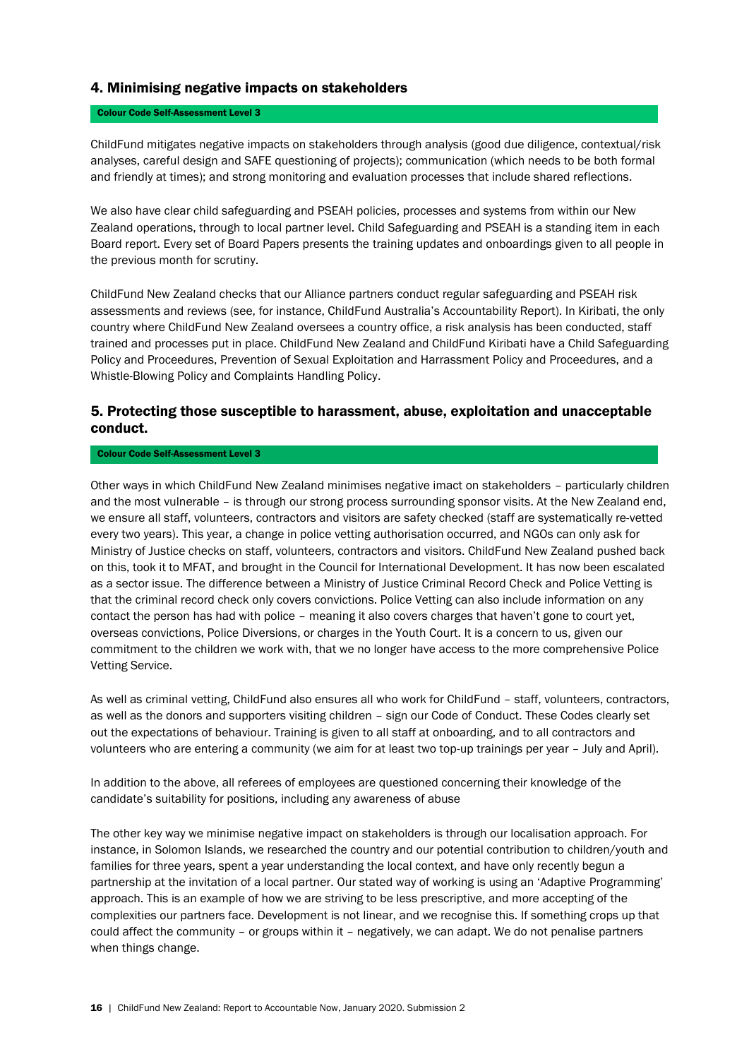## 4. Minimising negative impacts on stakeholders

**Colour Code Self-Assessment Level 3**

ChildFund mitigates negative impacts on stakeholders through analysis (good due diligence, contextual/risk analyses, careful design and SAFE questioning of projects); communication (which needs to be both formal and friendly at times); and strong monitoring and evaluation processes that include shared reflections.

We also have clear child safeguarding and PSEAH policies, processes and systems from within our New Zealand operations, through to local partner level. Child Safeguarding and PSEAH is a standing item in each Board report. Every set of Board Papers presents the training updates and onboardings given to all people in the previous month for scrutiny.

ChildFund New Zealand checks that our Alliance partners conduct regular safeguarding and PSEAH risk assessments and reviews (see, for instance, ChildFund Australia's Accountability Report). In Kiribati, the only country where ChildFund New Zealand oversees a country office, a risk analysis has been conducted, staff trained and processes put in place. ChildFund New Zealand and ChildFund Kiribati have a Child Safeguarding Policy and Proceedures, Prevention of Sexual Exploitation and Harrassment Policy and Proceedures, and a Whistle-Blowing Policy and Complaints Handling Policy.

## 5. Protecting those susceptible to harassment, abuse, exploitation and unacceptable conduct.

**Colour Code Self-Assessment Level 3**

Other ways in which ChildFund New Zealand minimises negative imact on stakeholders – particularly children and the most vulnerable – is through our strong process surrounding sponsor visits. At the New Zealand end, we ensure all staff, volunteers, contractors and visitors are safety checked (staff are systematically re-vetted every two years). This year, a change in police vetting authorisation occurred, and NGOs can only ask for Ministry of Justice checks on staff, volunteers, contractors and visitors. ChildFund New Zealand pushed back on this, took it to MFAT, and brought in the Council for International Development. It has now been escalated as a sector issue. The difference between a Ministry of Justice Criminal Record Check and Police Vetting is that the criminal record check only covers convictions. Police Vetting can also include information on any contact the person has had with police – meaning it also covers charges that haven't gone to court yet, overseas convictions, Police Diversions, or charges in the Youth Court. It is a concern to us, given our commitment to the children we work with, that we no longer have access to the more comprehensive Police Vetting Service.

As well as criminal vetting, ChildFund also ensures all who work for ChildFund – staff, volunteers, contractors, as well as the donors and supporters visiting children – sign our Code of Conduct. These Codes clearly set out the expectations of behaviour. Training is given to all staff at onboarding, and to all contractors and volunteers who are entering a community (we aim for at least two top-up trainings per year – July and April).

In addition to the above, all referees of employees are questioned concerning their knowledge of the candidate's suitability for positions, including any awareness of abuse

The other key way we minimise negative impact on stakeholders is through our localisation approach. For instance, in Solomon Islands, we researched the country and our potential contribution to children/youth and families for three years, spent a year understanding the local context, and have only recently begun a partnership at the invitation of a local partner. Our stated way of working is using an 'Adaptive Programming' approach. This is an example of how we are striving to be less prescriptive, and more accepting of the complexities our partners face. Development is not linear, and we recognise this. If something crops up that could affect the community – or groups within it – negatively, we can adapt. We do not penalise partners when things change.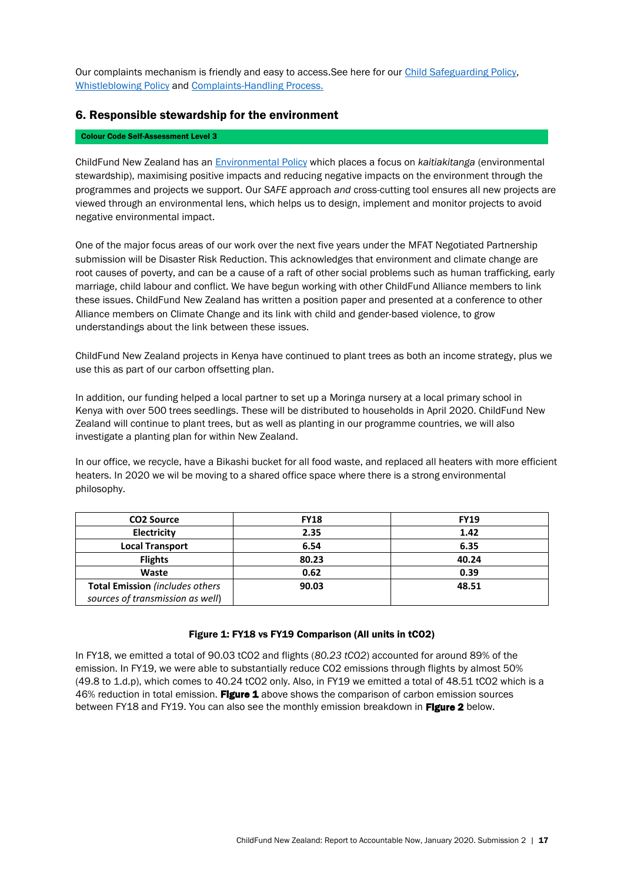Our complaints mechanism is friendly and easy to access.See here for our Child Safeguarding Policy, Whistleblowing Policy and Complaints-Handling Process.

## 6. Responsible stewardship for the environment

**Colour Code Self-Assessment Level 3**

ChildFund New Zealand has an Environmental Policy which places a focus on *kaitiakitanga* (environmental stewardship), maximising positive impacts and reducing negative impacts on the environment through the programmes and projects we support. Our *SAFE* approach *and* cross-cutting tool ensures all new projects are viewed through an environmental lens, which helps us to design, implement and monitor projects to avoid negative environmental impact.

One of the major focus areas of our work over the next five years under the MFAT Negotiated Partnership submission will be Disaster Risk Reduction. This acknowledges that environment and climate change are root causes of poverty, and can be a cause of a raft of other social problems such as human trafficking, early marriage, child labour and conflict. We have begun working with other ChildFund Alliance members to link these issues. ChildFund New Zealand has written a position paper and presented at a conference to other Alliance members on Climate Change and its link with child and gender-based violence, to grow understandings about the link between these issues.

ChildFund New Zealand projects in Kenya have continued to plant trees as both an income strategy, plus we use this as part of our carbon offsetting plan.

In addition, our funding helped a local partner to set up a Moringa nursery at a local primary school in Kenya with over 500 trees seedlings. These will be distributed to households in April 2020. ChildFund New Zealand will continue to plant trees, but as well as planting in our programme countries, we will also investigate a planting plan for within New Zealand.

In our office, we recycle, have a Bikashi bucket for all food waste, and replaced all heaters with more efficient heaters. In 2020 we wil be moving to a shared office space where there is a strong environmental philosophy.

| CO2 Source | FY18 | FY19 |
|---|---|---|
| **Electricity** | **2.35** | **1.42** |
| **Local Transport** | **6.54** | **6.35** |
| **Flights** | **80.23** | **40.24** |
| **Waste** | **0.62** | **0.39** |
| **Total Emission** *(includes others sources of transmission as well)* | **90.03** | **48.51** |

**Figure 1: FY18 vs FY19 Comparison (All units in tCO2)**

In FY18, we emitted a total of 90.03 tCO2 and flights (*80.23 tCO2*) accounted for around 89% of the emission. In FY19, we were able to substantially reduce CO2 emissions through flights by almost 50% (49.8 to 1.d.p), which comes to 40.24 tCO2 only. Also, in FY19 we emitted a total of 48.51 tCO2 which is a 46% reduction in total emission. **Figure 1** above shows the comparison of carbon emission sources between FY18 and FY19. You can also see the monthly emission breakdown in **Figure 2** below.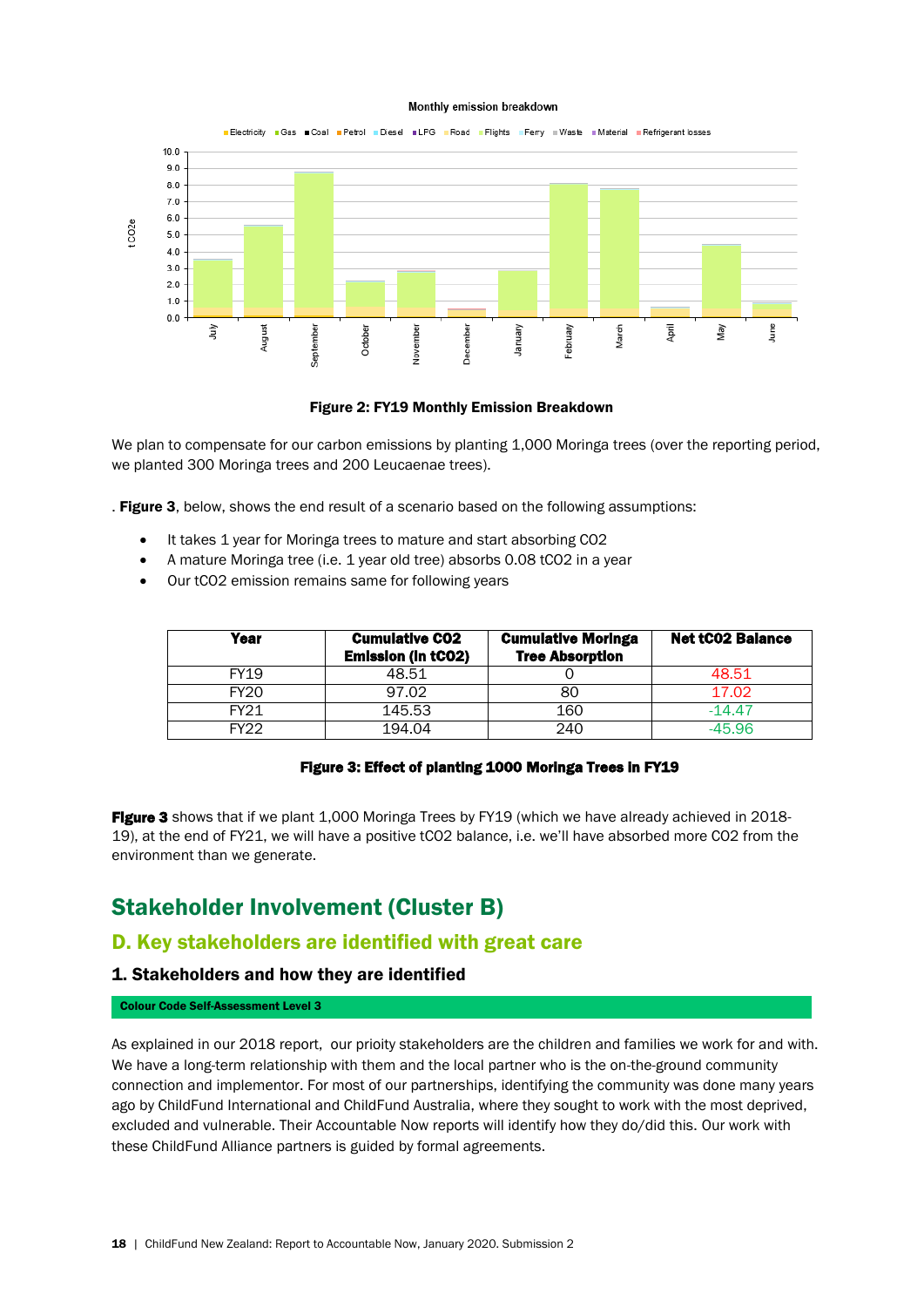Figure 2: FY19 Monthly Emission Breakdown

We plan to compensate for our carbon emissions by planting 1,000 Moringa trees (over the reporting period, we planted 300 Moringa trees and 200 Leucaenae trees).

. **Figure 3**, below, shows the end result of a scenario based on the following assumptions:

- It takes 1 year for Moringa trees to mature and start absorbing CO2
- A mature Moringa tree (i.e. 1 year old tree) absorbs 0.08 tCO2 in a year
- Our tCO2 emission remains same for following years

| Year | Cumulative CO2 Emission (in tCO2) | Cumulative Moringa Tree Absorption | Net tCO2 Balance |
|---|---|---|---|
| FY19 | 48.51 | 0 | 48.51 |
| FY20 | 97.02 | 80 | 17.02 |
| FY21 | 145.53 | 160 | -14.47 |
| FY22 | 194.04 | 240 | -45.96 |

**Figure 3: Effect of planting 1000 Moringa Trees in FY19**

**Figure 3** shows that if we plant 1,000 Moringa Trees by FY19 (which we have already achieved in 2018-19), at the end of FY21, we will have a positive tCO2 balance, i.e. we'll have absorbed more CO2 from the environment than we generate.

# Stakeholder Involvement (Cluster B)

## D. Key stakeholders are identified with great care

### 1. Stakeholders and how they are identified

**Colour Code Self-Assessment Level 3**

As explained in our 2018 report, our prioity stakeholders are the children and families we work for and with. We have a long-term relationship with them and the local partner who is the on-the-ground community connection and implementor. For most of our partnerships, identifying the community was done many years ago by ChildFund International and ChildFund Australia, where they sought to work with the most deprived, excluded and vulnerable. Their Accountable Now reports will identify how they do/did this. Our work with these ChildFund Alliance partners is guided by formal agreements.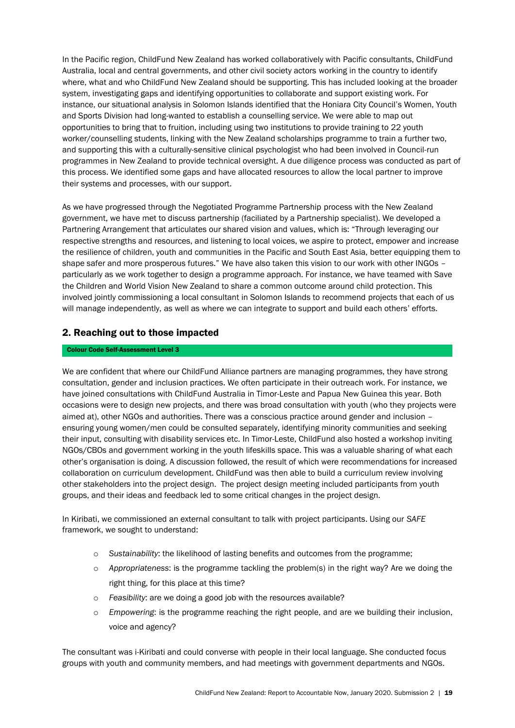In the Pacific region, ChildFund New Zealand has worked collaboratively with Pacific consultants, ChildFund Australia, local and central governments, and other civil society actors working in the country to identify where, what and who ChildFund New Zealand should be supporting. This has included looking at the broader system, investigating gaps and identifying opportunities to collaborate and support existing work. For instance, our situational analysis in Solomon Islands identified that the Honiara City Council's Women, Youth and Sports Division had long-wanted to establish a counselling service. We were able to map out opportunities to bring that to fruition, including using two institutions to provide training to 22 youth worker/counselling students, linking with the New Zealand scholarships programme to train a further two, and supporting this with a culturally-sensitive clinical psychologist who had been involved in Council-run programmes in New Zealand to provide technical oversight. A due diligence process was conducted as part of this process. We identified some gaps and have allocated resources to allow the local partner to improve their systems and processes, with our support.

As we have progressed through the Negotiated Programme Partnership process with the New Zealand government, we have met to discuss partnership (faciliated by a Partnership specialist). We developed a Partnering Arrangement that articulates our shared vision and values, which is: "Through leveraging our respective strengths and resources, and listening to local voices, we aspire to protect, empower and increase the resilience of children, youth and communities in the Pacific and South East Asia, better equipping them to shape safer and more prosperous futures." We have also taken this vision to our work with other INGOs – particularly as we work together to design a programme approach. For instance, we have teamed with Save the Children and World Vision New Zealand to share a common outcome around child protection. This involved jointly commissioning a local consultant in Solomon Islands to recommend projects that each of us will manage independently, as well as where we can integrate to support and build each others' efforts.

## 2. Reaching out to those impacted

**Colour Code Self-Assessment Level 3**

We are confident that where our ChildFund Alliance partners are managing programmes, they have strong consultation, gender and inclusion practices. We often participate in their outreach work. For instance, we have joined consultations with ChildFund Australia in Timor-Leste and Papua New Guinea this year. Both occasions were to design new projects, and there was broad consultation with youth (who they projects were aimed at), other NGOs and authorities. There was a conscious practice around gender and inclusion – ensuring young women/men could be consulted separately, identifying minority communities and seeking their input, consulting with disability services etc. In Timor-Leste, ChildFund also hosted a workshop inviting NGOs/CBOs and government working in the youth lifeskills space. This was a valuable sharing of what each other's organisation is doing. A discussion followed, the result of which were recommendations for increased collaboration on curriculum development. ChildFund was then able to build a curriculum review involving other stakeholders into the project design. The project design meeting included participants from youth groups, and their ideas and feedback led to some critical changes in the project design.

In Kiribati, we commissioned an external consultant to talk with project participants. Using our *SAFE* framework, we sought to understand:

- *Sustainability*: the likelihood of lasting benefits and outcomes from the programme;
- *Appropriateness*: is the programme tackling the problem(s) in the right way? Are we doing the right thing, for this place at this time?
- *Feasibility*: are we doing a good job with the resources available?
- *Empowering*: is the programme reaching the right people, and are we building their inclusion, voice and agency?

The consultant was i-Kiribati and could converse with people in their local language. She conducted focus groups with youth and community members, and had meetings with government departments and NGOs.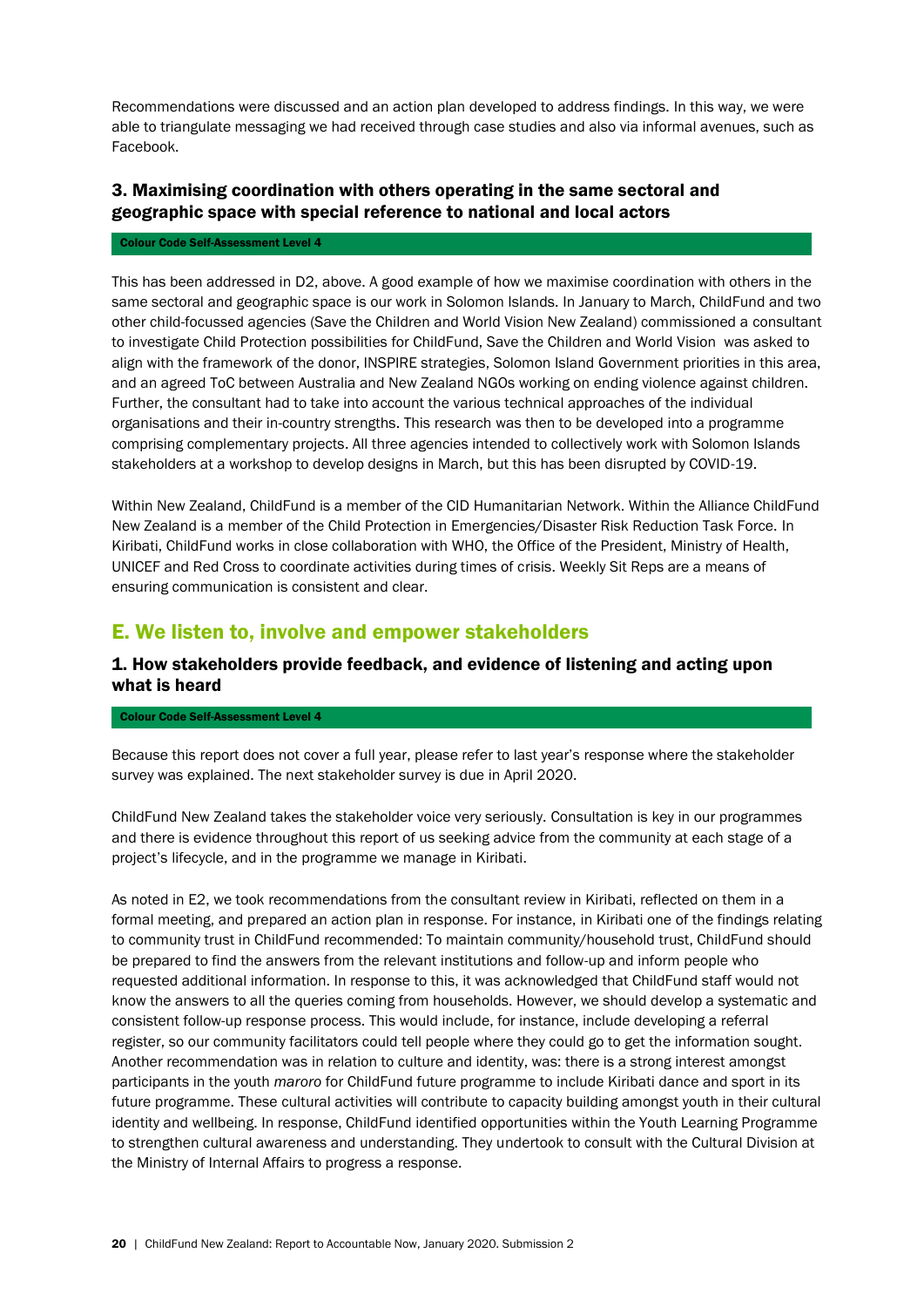Recommendations were discussed and an action plan developed to address findings. In this way, we were able to triangulate messaging we had received through case studies and also via informal avenues, such as Facebook.

### 3. Maximising coordination with others operating in the same sectoral and geographic space with special reference to national and local actors

**Colour Code Self-Assessment Level 4**

This has been addressed in D2, above. A good example of how we maximise coordination with others in the same sectoral and geographic space is our work in Solomon Islands. In January to March, ChildFund and two other child-focussed agencies (Save the Children and World Vision New Zealand) commissioned a consultant to investigate Child Protection possibilities for ChildFund, Save the Children and World Vision was asked to align with the framework of the donor, INSPIRE strategies, Solomon Island Government priorities in this area, and an agreed ToC between Australia and New Zealand NGOs working on ending violence against children. Further, the consultant had to take into account the various technical approaches of the individual organisations and their in-country strengths. This research was then to be developed into a programme comprising complementary projects. All three agencies intended to collectively work with Solomon Islands stakeholders at a workshop to develop designs in March, but this has been disrupted by COVID-19.

Within New Zealand, ChildFund is a member of the CID Humanitarian Network. Within the Alliance ChildFund New Zealand is a member of the Child Protection in Emergencies/Disaster Risk Reduction Task Force. In Kiribati, ChildFund works in close collaboration with WHO, the Office of the President, Ministry of Health, UNICEF and Red Cross to coordinate activities during times of crisis. Weekly Sit Reps are a means of ensuring communication is consistent and clear.

## E. We listen to, involve and empower stakeholders

### 1. How stakeholders provide feedback, and evidence of listening and acting upon what is heard

**Colour Code Self-Assessment Level 4**

Because this report does not cover a full year, please refer to last year's response where the stakeholder survey was explained. The next stakeholder survey is due in April 2020.

ChildFund New Zealand takes the stakeholder voice very seriously. Consultation is key in our programmes and there is evidence throughout this report of us seeking advice from the community at each stage of a project's lifecycle, and in the programme we manage in Kiribati.

As noted in E2, we took recommendations from the consultant review in Kiribati, reflected on them in a formal meeting, and prepared an action plan in response. For instance, in Kiribati one of the findings relating to community trust in ChildFund recommended: To maintain community/household trust, ChildFund should be prepared to find the answers from the relevant institutions and follow-up and inform people who requested additional information. In response to this, it was acknowledged that ChildFund staff would not know the answers to all the queries coming from households. However, we should develop a systematic and consistent follow-up response process. This would include, for instance, include developing a referral register, so our community facilitators could tell people where they could go to get the information sought. Another recommendation was in relation to culture and identity, was: there is a strong interest amongst participants in the youth *maroro* for ChildFund future programme to include Kiribati dance and sport in its future programme. These cultural activities will contribute to capacity building amongst youth in their cultural identity and wellbeing. In response, ChildFund identified opportunities within the Youth Learning Programme to strengthen cultural awareness and understanding. They undertook to consult with the Cultural Division at the Ministry of Internal Affairs to progress a response.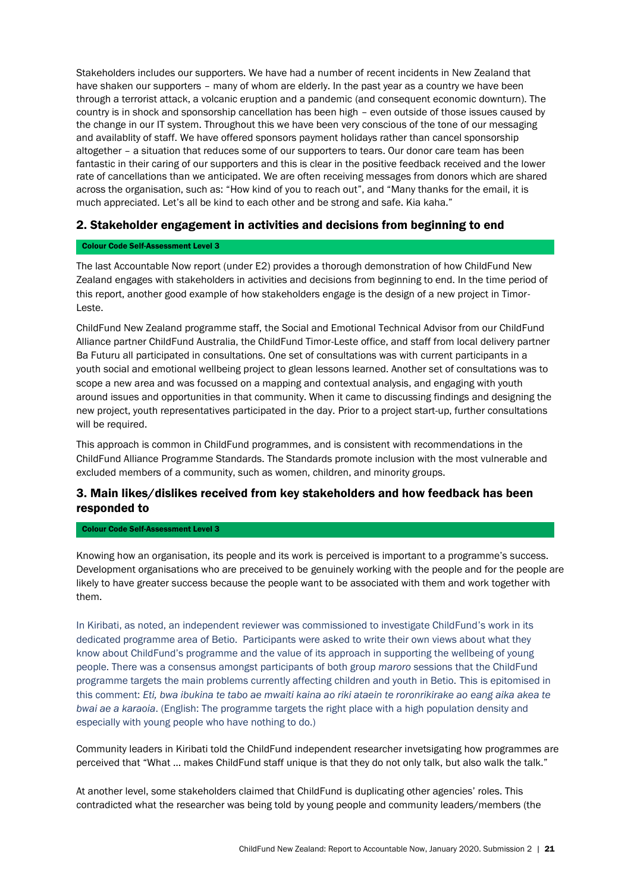Stakeholders includes our supporters. We have had a number of recent incidents in New Zealand that have shaken our supporters – many of whom are elderly. In the past year as a country we have been through a terrorist attack, a volcanic eruption and a pandemic (and consequent economic downturn). The country is in shock and sponsorship cancellation has been high – even outside of those issues caused by the change in our IT system. Throughout this we have been very conscious of the tone of our messaging and availablity of staff. We have offered sponsors payment holidays rather than cancel sponsorship altogether – a situation that reduces some of our supporters to tears. Our donor care team has been fantastic in their caring of our supporters and this is clear in the positive feedback received and the lower rate of cancellations than we anticipated. We are often receiving messages from donors which are shared across the organisation, such as: "How kind of you to reach out", and "Many thanks for the email, it is much appreciated. Let's all be kind to each other and be strong and safe. Kia kaha."

## 2. Stakeholder engagement in activities and decisions from beginning to end

**Colour Code Self-Assessment Level 3**

The last Accountable Now report (under E2) provides a thorough demonstration of how ChildFund New Zealand engages with stakeholders in activities and decisions from beginning to end. In the time period of this report, another good example of how stakeholders engage is the design of a new project in Timor-Leste.

ChildFund New Zealand programme staff, the Social and Emotional Technical Advisor from our ChildFund Alliance partner ChildFund Australia, the ChildFund Timor-Leste office, and staff from local delivery partner Ba Futuru all participated in consultations. One set of consultations was with current participants in a youth social and emotional wellbeing project to glean lessons learned. Another set of consultations was to scope a new area and was focussed on a mapping and contextual analysis, and engaging with youth around issues and opportunities in that community. When it came to discussing findings and designing the new project, youth representatives participated in the day. Prior to a project start-up, further consultations will be required.

This approach is common in ChildFund programmes, and is consistent with recommendations in the ChildFund Alliance Programme Standards. The Standards promote inclusion with the most vulnerable and excluded members of a community, such as women, children, and minority groups.

## 3. Main likes/dislikes received from key stakeholders and how feedback has been responded to

**Colour Code Self-Assessment Level 3**

Knowing how an organisation, its people and its work is perceived is important to a programme's success. Development organisations who are preceived to be genuinely working with the people and for the people are likely to have greater success because the people want to be associated with them and work together with them.

In Kiribati, as noted, an independent reviewer was commissioned to investigate ChildFund's work in its dedicated programme area of Betio. Participants were asked to write their own views about what they know about ChildFund's programme and the value of its approach in supporting the wellbeing of young people. There was a consensus amongst participants of both group *maroro* sessions that the ChildFund programme targets the main problems currently affecting children and youth in Betio. This is epitomised in this comment: *Eti, bwa ibukina te tabo ae mwaiti kaina ao riki ataein te roronrikirake ao eang aika akea te bwai ae a karaoia*. (English: The programme targets the right place with a high population density and especially with young people who have nothing to do.)

Community leaders in Kiribati told the ChildFund independent researcher invetsigating how programmes are perceived that "What … makes ChildFund staff unique is that they do not only talk, but also walk the talk."

At another level, some stakeholders claimed that ChildFund is duplicating other agencies' roles. This contradicted what the researcher was being told by young people and community leaders/members (the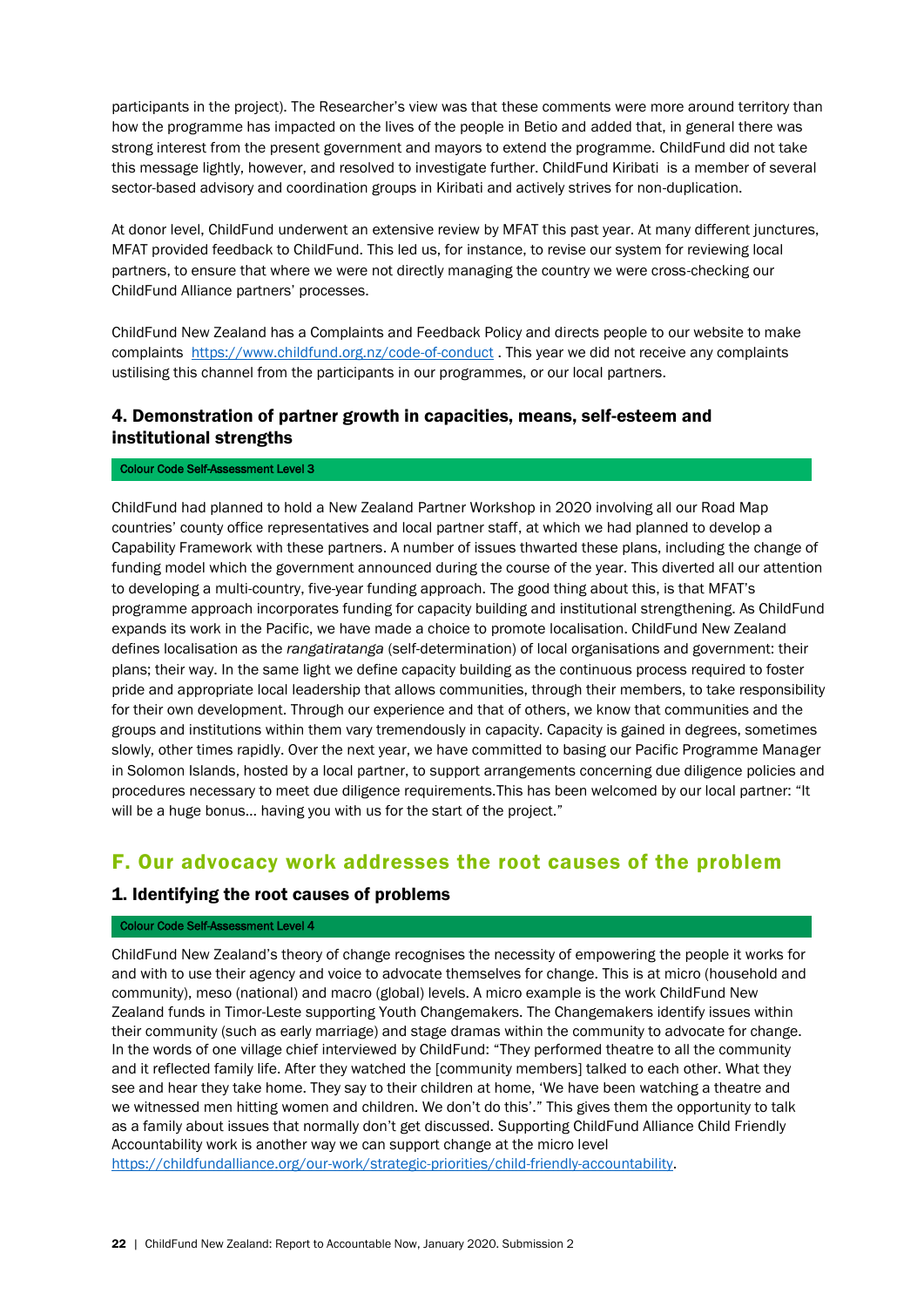participants in the project). The Researcher's view was that these comments were more around territory than how the programme has impacted on the lives of the people in Betio and added that, in general there was strong interest from the present government and mayors to extend the programme. ChildFund did not take this message lightly, however, and resolved to investigate further. ChildFund Kiribati is a member of several sector-based advisory and coordination groups in Kiribati and actively strives for non-duplication.

At donor level, ChildFund underwent an extensive review by MFAT this past year. At many different junctures, MFAT provided feedback to ChildFund. This led us, for instance, to revise our system for reviewing local partners, to ensure that where we were not directly managing the country we were cross-checking our ChildFund Alliance partners' processes.

ChildFund New Zealand has a Complaints and Feedback Policy and directs people to our website to make complaints https://www.childfund.org.nz/code-of-conduct . This year we did not receive any complaints ustilising this channel from the participants in our programmes, or our local partners.

### 4. Demonstration of partner growth in capacities, means, self-esteem and institutional strengths

**Colour Code Self-Assessment Level 3**

ChildFund had planned to hold a New Zealand Partner Workshop in 2020 involving all our Road Map countries' county office representatives and local partner staff, at which we had planned to develop a Capability Framework with these partners. A number of issues thwarted these plans, including the change of funding model which the government announced during the course of the year. This diverted all our attention to developing a multi-country, five-year funding approach. The good thing about this, is that MFAT's programme approach incorporates funding for capacity building and institutional strengthening. As ChildFund expands its work in the Pacific, we have made a choice to promote localisation. ChildFund New Zealand defines localisation as the *rangatiratanga* (self-determination) of local organisations and government: their plans; their way. In the same light we define capacity building as the continuous process required to foster pride and appropriate local leadership that allows communities, through their members, to take responsibility for their own development. Through our experience and that of others, we know that communities and the groups and institutions within them vary tremendously in capacity. Capacity is gained in degrees, sometimes slowly, other times rapidly. Over the next year, we have committed to basing our Pacific Programme Manager in Solomon Islands, hosted by a local partner, to support arrangements concerning due diligence policies and procedures necessary to meet due diligence requirements.This has been welcomed by our local partner: "It will be a huge bonus… having you with us for the start of the project."

## F. Our advocacy work addresses the root causes of the problem

### 1. Identifying the root causes of problems

**Colour Code Self-Assessment Level 4**

ChildFund New Zealand's theory of change recognises the necessity of empowering the people it works for and with to use their agency and voice to advocate themselves for change. This is at micro (household and community), meso (national) and macro (global) levels. A micro example is the work ChildFund New Zealand funds in Timor-Leste supporting Youth Changemakers. The Changemakers identify issues within their community (such as early marriage) and stage dramas within the community to advocate for change. In the words of one village chief interviewed by ChildFund: "They performed theatre to all the community and it reflected family life. After they watched the [community members] talked to each other. What they see and hear they take home. They say to their children at home, 'We have been watching a theatre and we witnessed men hitting women and children. We don't do this'." This gives them the opportunity to talk as a family about issues that normally don't get discussed. Supporting ChildFund Alliance Child Friendly Accountability work is another way we can support change at the micro level https://childfundalliance.org/our-work/strategic-priorities/child-friendly-accountability.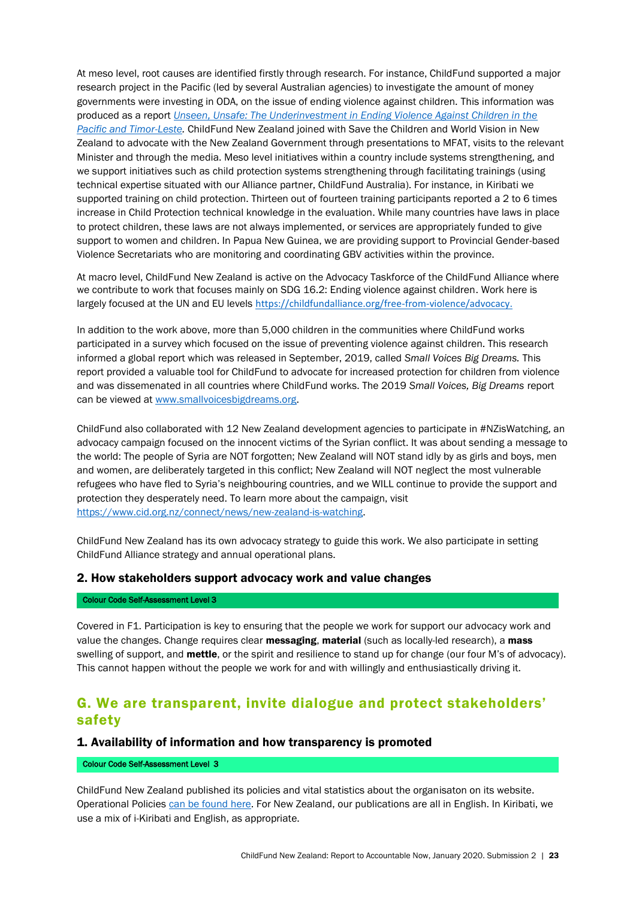At meso level, root causes are identified firstly through research. For instance, ChildFund supported a major research project in the Pacific (led by several Australian agencies) to investigate the amount of money governments were investing in ODA, on the issue of ending violence against children. This information was produced as a report *Unseen, Unsafe: The Underinvestment in Ending Violence Against Children in the Pacific and Timor-Leste.* ChildFund New Zealand joined with Save the Children and World Vision in New Zealand to advocate with the New Zealand Government through presentations to MFAT, visits to the relevant Minister and through the media. Meso level initiatives within a country include systems strengthening, and we support initiatives such as child protection systems strengthening through facilitating trainings (using technical expertise situated with our Alliance partner, ChildFund Australia). For instance, in Kiribati we supported training on child protection. Thirteen out of fourteen training participants reported a 2 to 6 times increase in Child Protection technical knowledge in the evaluation. While many countries have laws in place to protect children, these laws are not always implemented, or services are appropriately funded to give support to women and children. In Papua New Guinea, we are providing support to Provincial Gender-based Violence Secretariats who are monitoring and coordinating GBV activities within the province.

At macro level, ChildFund New Zealand is active on the Advocacy Taskforce of the ChildFund Alliance where we contribute to work that focuses mainly on SDG 16.2: Ending violence against children. Work here is largely focused at the UN and EU levels https://childfundalliance.org/free-from-violence/advocacy.

In addition to the work above, more than 5,000 children in the communities where ChildFund works participated in a survey which focused on the issue of preventing violence against children. This research informed a global report which was released in September, 2019, called *Small Voices Big Dreams.* This report provided a valuable tool for ChildFund to advocate for increased protection for children from violence and was dissemenated in all countries where ChildFund works. The 2019 *Small Voices, Big Dreams* report can be viewed at www.smallvoicesbigdreams.org.

ChildFund also collaborated with 12 New Zealand development agencies to participate in #NZisWatching, an advocacy campaign focused on the innocent victims of the Syrian conflict. It was about sending a message to the world: The people of Syria are NOT forgotten; New Zealand will NOT stand idly by as girls and boys, men and women, are deliberately targeted in this conflict; New Zealand will NOT neglect the most vulnerable refugees who have fled to Syria's neighbouring countries, and we WILL continue to provide the support and protection they desperately need. To learn more about the campaign, visit https://www.cid.org.nz/connect/news/new-zealand-is-watching.

ChildFund New Zealand has its own advocacy strategy to guide this work. We also participate in setting ChildFund Alliance strategy and annual operational plans.

### 2. How stakeholders support advocacy work and value changes

Colour Code Self-Assessment Level 3

Covered in F1. Participation is key to ensuring that the people we work for support our advocacy work and value the changes. Change requires clear **messaging**, **material** (such as locally-led research), a **mass** swelling of support, and **mettle**, or the spirit and resilience to stand up for change (our four M's of advocacy). This cannot happen without the people we work for and with willingly and enthusiastically driving it.

## G. We are transparent, invite dialogue and protect stakeholders' safety

### 1. Availability of information and how transparency is promoted

Colour Code Self-Assessment Level 3

ChildFund New Zealand published its policies and vital statistics about the organisaton on its website. Operational Policies can be found here. For New Zealand, our publications are all in English. In Kiribati, we use a mix of i-Kiribati and English, as appropriate.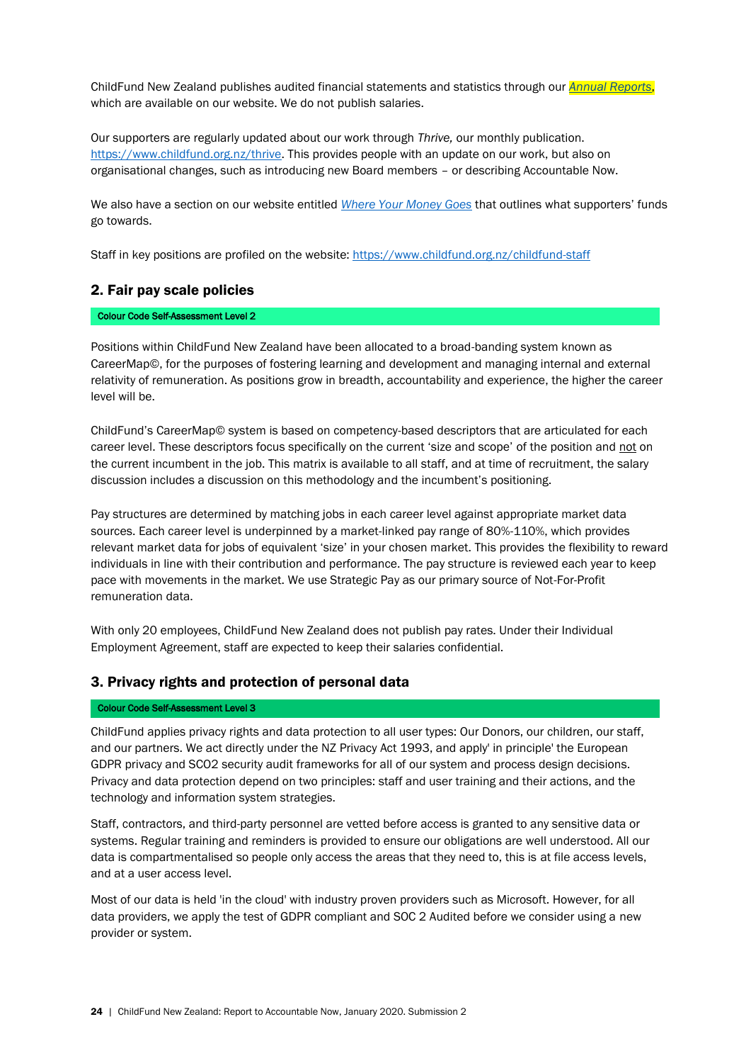ChildFund New Zealand publishes audited financial statements and statistics through our *Annual Reports*, which are available on our website. We do not publish salaries.

Our supporters are regularly updated about our work through *Thrive,* our monthly publication. https://www.childfund.org.nz/thrive. This provides people with an update on our work, but also on organisational changes, such as introducing new Board members – or describing Accountable Now.

We also have a section on our website entitled *Where Your Money Goes* that outlines what supporters' funds go towards.

Staff in key positions are profiled on the website: https://www.childfund.org.nz/childfund-staff

## 2. Fair pay scale policies

**Colour Code Self-Assessment Level 2**

Positions within ChildFund New Zealand have been allocated to a broad-banding system known as CareerMap©, for the purposes of fostering learning and development and managing internal and external relativity of remuneration. As positions grow in breadth, accountability and experience, the higher the career level will be.

ChildFund's CareerMap© system is based on competency-based descriptors that are articulated for each career level. These descriptors focus specifically on the current 'size and scope' of the position and not on the current incumbent in the job. This matrix is available to all staff, and at time of recruitment, the salary discussion includes a discussion on this methodology and the incumbent's positioning.

Pay structures are determined by matching jobs in each career level against appropriate market data sources. Each career level is underpinned by a market-linked pay range of 80%-110%, which provides relevant market data for jobs of equivalent 'size' in your chosen market. This provides the flexibility to reward individuals in line with their contribution and performance. The pay structure is reviewed each year to keep pace with movements in the market. We use Strategic Pay as our primary source of Not-For-Profit remuneration data.

With only 20 employees, ChildFund New Zealand does not publish pay rates. Under their Individual Employment Agreement, staff are expected to keep their salaries confidential.

## 3. Privacy rights and protection of personal data

**Colour Code Self-Assessment Level 3**

ChildFund applies privacy rights and data protection to all user types: Our Donors, our children, our staff, and our partners. We act directly under the NZ Privacy Act 1993, and apply' in principle' the European GDPR privacy and SCO2 security audit frameworks for all of our system and process design decisions. Privacy and data protection depend on two principles: staff and user training and their actions, and the technology and information system strategies.

Staff, contractors, and third-party personnel are vetted before access is granted to any sensitive data or systems. Regular training and reminders is provided to ensure our obligations are well understood. All our data is compartmentalised so people only access the areas that they need to, this is at file access levels, and at a user access level.

Most of our data is held 'in the cloud' with industry proven providers such as Microsoft. However, for all data providers, we apply the test of GDPR compliant and SOC 2 Audited before we consider using a new provider or system.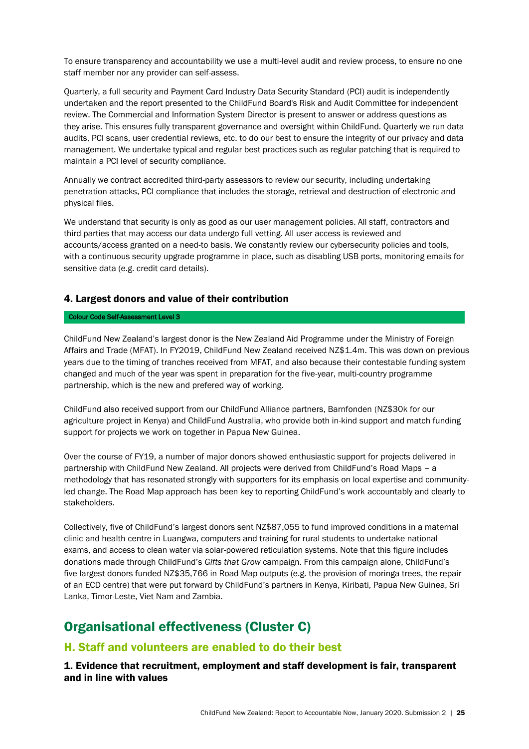To ensure transparency and accountability we use a multi-level audit and review process, to ensure no one staff member nor any provider can self-assess.

Quarterly, a full security and Payment Card Industry Data Security Standard (PCI) audit is independently undertaken and the report presented to the ChildFund Board's Risk and Audit Committee for independent review. The Commercial and Information System Director is present to answer or address questions as they arise. This ensures fully transparent governance and oversight within ChildFund. Quarterly we run data audits, PCI scans, user credential reviews, etc. to do our best to ensure the integrity of our privacy and data management. We undertake typical and regular best practices such as regular patching that is required to maintain a PCI level of security compliance.

Annually we contract accredited third-party assessors to review our security, including undertaking penetration attacks, PCI compliance that includes the storage, retrieval and destruction of electronic and physical files.

We understand that security is only as good as our user management policies. All staff, contractors and third parties that may access our data undergo full vetting. All user access is reviewed and accounts/access granted on a need-to basis. We constantly review our cybersecurity policies and tools, with a continuous security upgrade programme in place, such as disabling USB ports, monitoring emails for sensitive data (e.g. credit card details).

### 4. Largest donors and value of their contribution

Colour Code Self-Assessment Level 3

ChildFund New Zealand's largest donor is the New Zealand Aid Programme under the Ministry of Foreign Affairs and Trade (MFAT). In FY2019, ChildFund New Zealand received NZ$1.4m. This was down on previous years due to the timing of tranches received from MFAT, and also because their contestable funding system changed and much of the year was spent in preparation for the five-year, multi-country programme partnership, which is the new and prefered way of working.

ChildFund also received support from our ChildFund Alliance partners, Barnfonden (NZ$30k for our agriculture project in Kenya) and ChildFund Australia, who provide both in-kind support and match funding support for projects we work on together in Papua New Guinea.

Over the course of FY19, a number of major donors showed enthusiastic support for projects delivered in partnership with ChildFund New Zealand. All projects were derived from ChildFund's Road Maps – a methodology that has resonated strongly with supporters for its emphasis on local expertise and community-led change. The Road Map approach has been key to reporting ChildFund's work accountably and clearly to stakeholders.

Collectively, five of ChildFund's largest donors sent NZ$87,055 to fund improved conditions in a maternal clinic and health centre in Luangwa, computers and training for rural students to undertake national exams, and access to clean water via solar-powered reticulation systems. Note that this figure includes donations made through ChildFund's *Gifts that Grow* campaign. From this campaign alone, ChildFund's five largest donors funded NZ$35,766 in Road Map outputs (e.g. the provision of moringa trees, the repair of an ECD centre) that were put forward by ChildFund's partners in Kenya, Kiribati, Papua New Guinea, Sri Lanka, Timor-Leste, Viet Nam and Zambia.

# Organisational effectiveness (Cluster C)

## H. Staff and volunteers are enabled to do their best

### 1. Evidence that recruitment, employment and staff development is fair, transparent and in line with values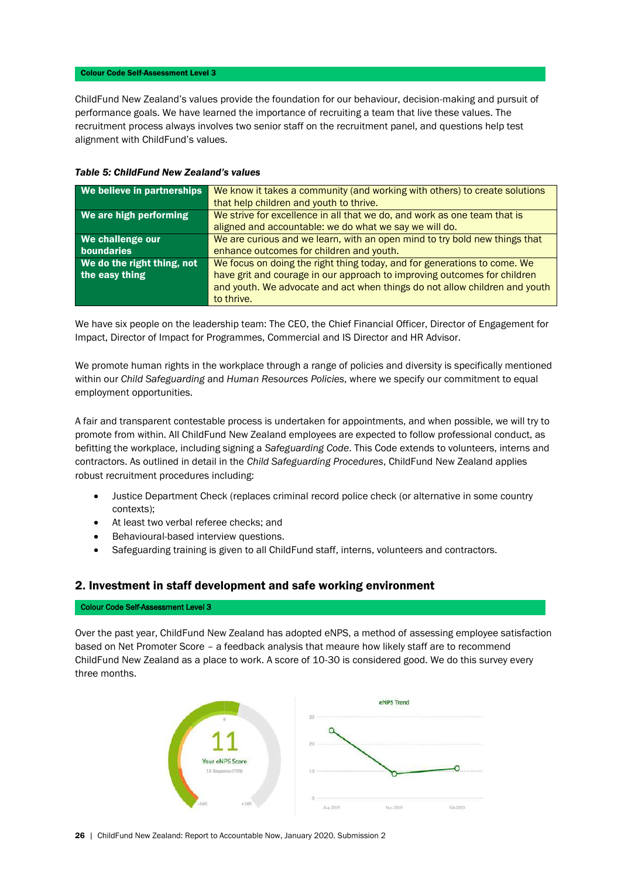**Colour Code Self-Assessment Level 3**

ChildFund New Zealand's values provide the foundation for our behaviour, decision-making and pursuit of performance goals. We have learned the importance of recruiting a team that live these values. The recruitment process always involves two senior staff on the recruitment panel, and questions help test alignment with ChildFund's values.

***Table 5: ChildFund New Zealand's values***

| | |
|---|---|
| **We believe in partnerships** | We know it takes a community (and working with others) to create solutions that help children and youth to thrive. |
| **We are high performing** | We strive for excellence in all that we do, and work as one team that is aligned and accountable: we do what we say we will do. |
| **We challenge our boundaries** | We are curious and we learn, with an open mind to try bold new things that enhance outcomes for children and youth. |
| **We do the right thing, not the easy thing** | We focus on doing the right thing today, and for generations to come. We have grit and courage in our approach to improving outcomes for children and youth. We advocate and act when things do not allow children and youth to thrive. |

We have six people on the leadership team: The CEO, the Chief Financial Officer, Director of Engagement for Impact, Director of Impact for Programmes, Commercial and IS Director and HR Advisor.

We promote human rights in the workplace through a range of policies and diversity is specifically mentioned within our *Child Safeguarding* and *Human Resources Policies*, where we specify our commitment to equal employment opportunities.

A fair and transparent contestable process is undertaken for appointments, and when possible, we will try to promote from within. All ChildFund New Zealand employees are expected to follow professional conduct, as befitting the workplace, including signing a *Safeguarding Code*. This Code extends to volunteers, interns and contractors. As outlined in detail in the *Child Safeguarding Procedures*, ChildFund New Zealand applies robust recruitment procedures including:

- Justice Department Check (replaces criminal record police check (or alternative in some country contexts);
- At least two verbal referee checks; and
- Behavioural-based interview questions.
- Safeguarding training is given to all ChildFund staff, interns, volunteers and contractors.

## 2. Investment in staff development and safe working environment

**Colour Code Self-Assessment Level 3**

Over the past year, ChildFund New Zealand has adopted eNPS, a method of assessing employee satisfaction based on Net Promoter Score – a feedback analysis that meaure how likely staff are to recommend ChildFund New Zealand as a place to work. A score of 10-30 is considered good. We do this survey every three months.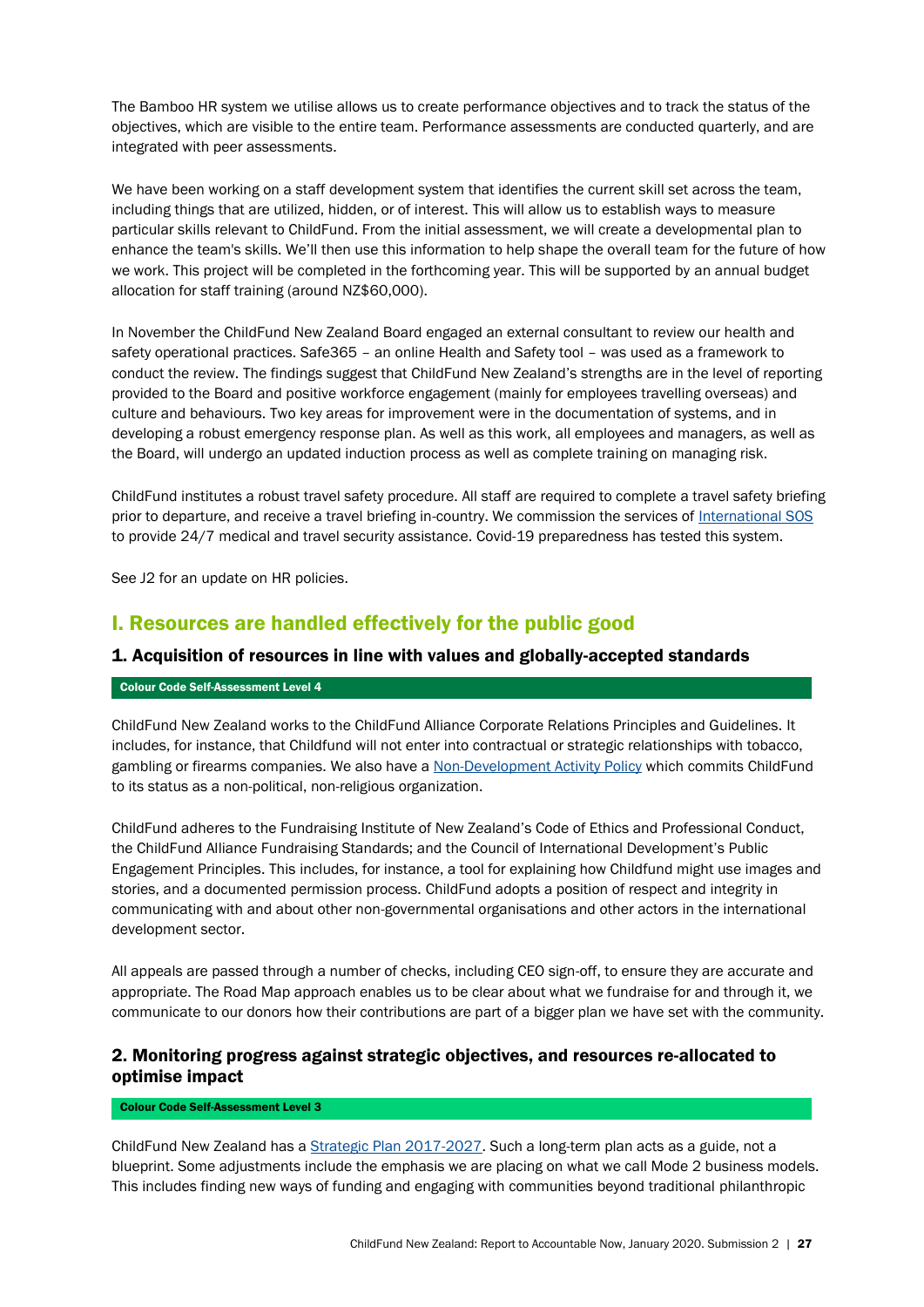The Bamboo HR system we utilise allows us to create performance objectives and to track the status of the objectives, which are visible to the entire team. Performance assessments are conducted quarterly, and are integrated with peer assessments.

We have been working on a staff development system that identifies the current skill set across the team, including things that are utilized, hidden, or of interest. This will allow us to establish ways to measure particular skills relevant to ChildFund. From the initial assessment, we will create a developmental plan to enhance the team's skills. We'll then use this information to help shape the overall team for the future of how we work. This project will be completed in the forthcoming year. This will be supported by an annual budget allocation for staff training (around NZ$60,000).

In November the ChildFund New Zealand Board engaged an external consultant to review our health and safety operational practices. Safe365 – an online Health and Safety tool – was used as a framework to conduct the review. The findings suggest that ChildFund New Zealand's strengths are in the level of reporting provided to the Board and positive workforce engagement (mainly for employees travelling overseas) and culture and behaviours. Two key areas for improvement were in the documentation of systems, and in developing a robust emergency response plan. As well as this work, all employees and managers, as well as the Board, will undergo an updated induction process as well as complete training on managing risk.

ChildFund institutes a robust travel safety procedure. All staff are required to complete a travel safety briefing prior to departure, and receive a travel briefing in-country. We commission the services of International SOS to provide 24/7 medical and travel security assistance. Covid-19 preparedness has tested this system.

See J2 for an update on HR policies.

## I. Resources are handled effectively for the public good

### 1. Acquisition of resources in line with values and globally-accepted standards

**Colour Code Self-Assessment Level 4**

ChildFund New Zealand works to the ChildFund Alliance Corporate Relations Principles and Guidelines. It includes, for instance, that Childfund will not enter into contractual or strategic relationships with tobacco, gambling or firearms companies. We also have a Non-Development Activity Policy which commits ChildFund to its status as a non-political, non-religious organization.

ChildFund adheres to the Fundraising Institute of New Zealand's Code of Ethics and Professional Conduct, the ChildFund Alliance Fundraising Standards; and the Council of International Development's Public Engagement Principles. This includes, for instance, a tool for explaining how Childfund might use images and stories, and a documented permission process. ChildFund adopts a position of respect and integrity in communicating with and about other non-governmental organisations and other actors in the international development sector.

All appeals are passed through a number of checks, including CEO sign-off, to ensure they are accurate and appropriate. The Road Map approach enables us to be clear about what we fundraise for and through it, we communicate to our donors how their contributions are part of a bigger plan we have set with the community.

### 2. Monitoring progress against strategic objectives, and resources re-allocated to optimise impact

**Colour Code Self-Assessment Level 3**

ChildFund New Zealand has a Strategic Plan 2017-2027. Such a long-term plan acts as a guide, not a blueprint. Some adjustments include the emphasis we are placing on what we call Mode 2 business models. This includes finding new ways of funding and engaging with communities beyond traditional philanthropic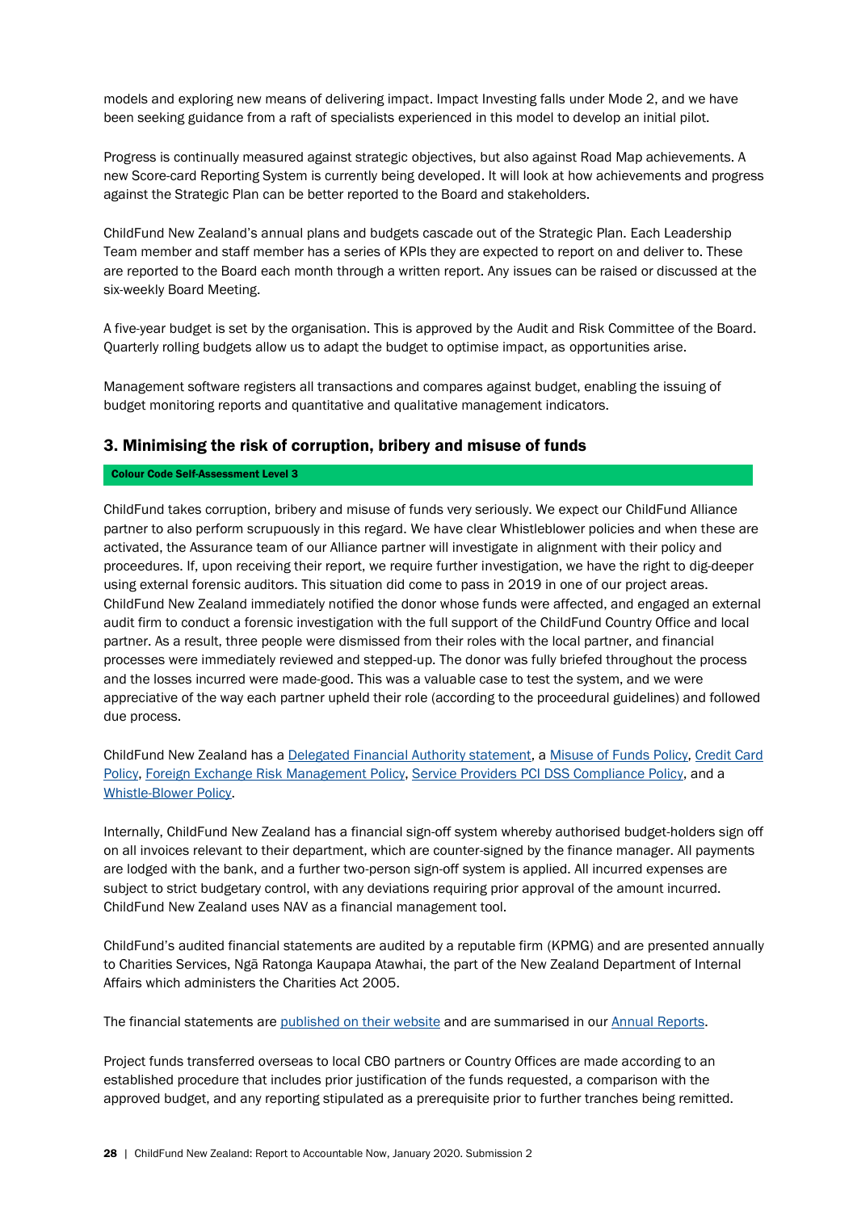models and exploring new means of delivering impact. Impact Investing falls under Mode 2, and we have been seeking guidance from a raft of specialists experienced in this model to develop an initial pilot.

Progress is continually measured against strategic objectives, but also against Road Map achievements. A new Score-card Reporting System is currently being developed. It will look at how achievements and progress against the Strategic Plan can be better reported to the Board and stakeholders.

ChildFund New Zealand's annual plans and budgets cascade out of the Strategic Plan. Each Leadership Team member and staff member has a series of KPIs they are expected to report on and deliver to. These are reported to the Board each month through a written report. Any issues can be raised or discussed at the six-weekly Board Meeting.

A five-year budget is set by the organisation. This is approved by the Audit and Risk Committee of the Board. Quarterly rolling budgets allow us to adapt the budget to optimise impact, as opportunities arise.

Management software registers all transactions and compares against budget, enabling the issuing of budget monitoring reports and quantitative and qualitative management indicators.

## 3. Minimising the risk of corruption, bribery and misuse of funds

**Colour Code Self-Assessment Level 3**

ChildFund takes corruption, bribery and misuse of funds very seriously. We expect our ChildFund Alliance partner to also perform scrupulously in this regard. We have clear Whistleblower policies and when these are activated, the Assurance team of our Alliance partner will investigate in alignment with their policy and proceedures. If, upon receiving their report, we require further investigation, we have the right to dig-deeper using external forensic auditors. This situation did come to pass in 2019 in one of our project areas. ChildFund New Zealand immediately notified the donor whose funds were affected, and engaged an external audit firm to conduct a forensic investigation with the full support of the ChildFund Country Office and local partner. As a result, three people were dismissed from their roles with the local partner, and financial processes were immediately reviewed and stepped-up. The donor was fully briefed throughout the process and the losses incurred were made-good. This was a valuable case to test the system, and we were appreciative of the way each partner upheld their role (according to the proceedural guidelines) and followed due process.

ChildFund New Zealand has a Delegated Financial Authority statement, a Misuse of Funds Policy, Credit Card Policy, Foreign Exchange Risk Management Policy, Service Providers PCI DSS Compliance Policy, and a Whistle-Blower Policy.

Internally, ChildFund New Zealand has a financial sign-off system whereby authorised budget-holders sign off on all invoices relevant to their department, which are counter-signed by the finance manager. All payments are lodged with the bank, and a further two-person sign-off system is applied. All incurred expenses are subject to strict budgetary control, with any deviations requiring prior approval of the amount incurred. ChildFund New Zealand uses NAV as a financial management tool.

ChildFund's audited financial statements are audited by a reputable firm (KPMG) and are presented annually to Charities Services, Ngā Ratonga Kaupapa Atawhai, the part of the New Zealand Department of Internal Affairs which administers the Charities Act 2005.

The financial statements are published on their website and are summarised in our Annual Reports.

Project funds transferred overseas to local CBO partners or Country Offices are made according to an established procedure that includes prior justification of the funds requested, a comparison with the approved budget, and any reporting stipulated as a prerequisite prior to further tranches being remitted.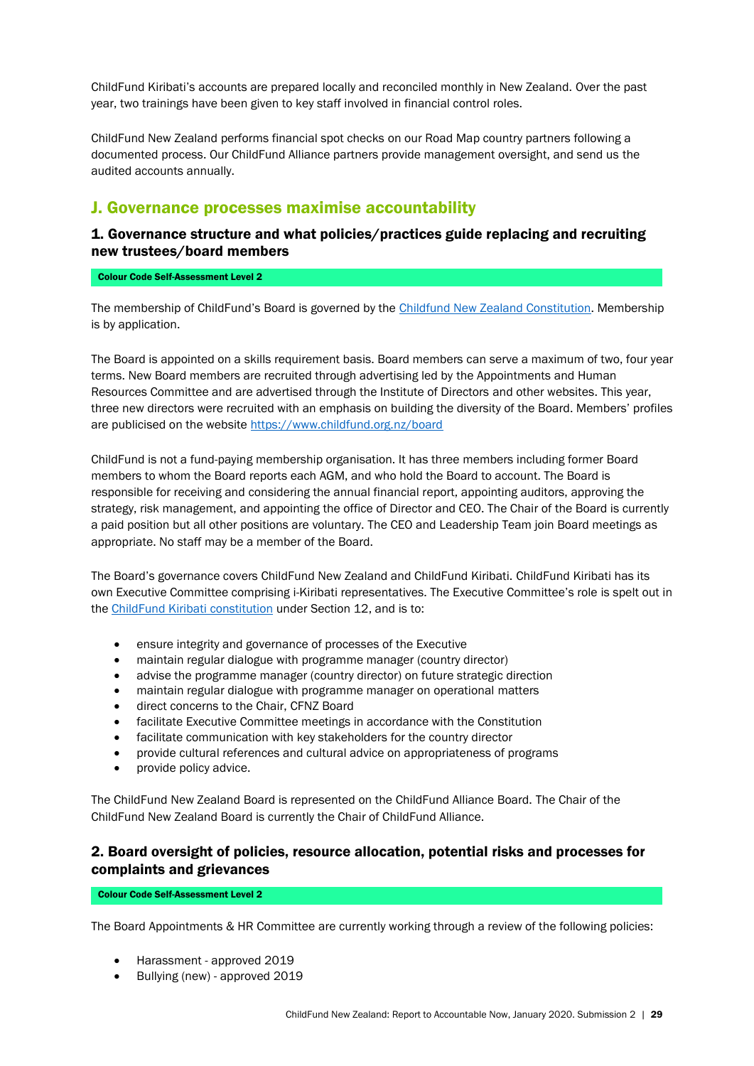ChildFund Kiribati's accounts are prepared locally and reconciled monthly in New Zealand. Over the past year, two trainings have been given to key staff involved in financial control roles.

ChildFund New Zealand performs financial spot checks on our Road Map country partners following a documented process. Our ChildFund Alliance partners provide management oversight, and send us the audited accounts annually.

## J. Governance processes maximise accountability

### 1. Governance structure and what policies/practices guide replacing and recruiting new trustees/board members

**Colour Code Self-Assessment Level 2**

The membership of ChildFund's Board is governed by the Childfund New Zealand Constitution. Membership is by application.

The Board is appointed on a skills requirement basis. Board members can serve a maximum of two, four year terms. New Board members are recruited through advertising led by the Appointments and Human Resources Committee and are advertised through the Institute of Directors and other websites. This year, three new directors were recruited with an emphasis on building the diversity of the Board. Members' profiles are publicised on the website https://www.childfund.org.nz/board

ChildFund is not a fund-paying membership organisation. It has three members including former Board members to whom the Board reports each AGM, and who hold the Board to account. The Board is responsible for receiving and considering the annual financial report, appointing auditors, approving the strategy, risk management, and appointing the office of Director and CEO. The Chair of the Board is currently a paid position but all other positions are voluntary. The CEO and Leadership Team join Board meetings as appropriate. No staff may be a member of the Board.

The Board's governance covers ChildFund New Zealand and ChildFund Kiribati. ChildFund Kiribati has its own Executive Committee comprising i-Kiribati representatives. The Executive Committee's role is spelt out in the ChildFund Kiribati constitution under Section 12, and is to:

- ensure integrity and governance of processes of the Executive
- maintain regular dialogue with programme manager (country director)
- advise the programme manager (country director) on future strategic direction
- maintain regular dialogue with programme manager on operational matters
- direct concerns to the Chair, CFNZ Board
- facilitate Executive Committee meetings in accordance with the Constitution
- facilitate communication with key stakeholders for the country director
- provide cultural references and cultural advice on appropriateness of programs
- provide policy advice.

The ChildFund New Zealand Board is represented on the ChildFund Alliance Board. The Chair of the ChildFund New Zealand Board is currently the Chair of ChildFund Alliance.

### 2. Board oversight of policies, resource allocation, potential risks and processes for complaints and grievances

**Colour Code Self-Assessment Level 2**

The Board Appointments & HR Committee are currently working through a review of the following policies:

- Harassment - approved 2019
- Bullying (new) - approved 2019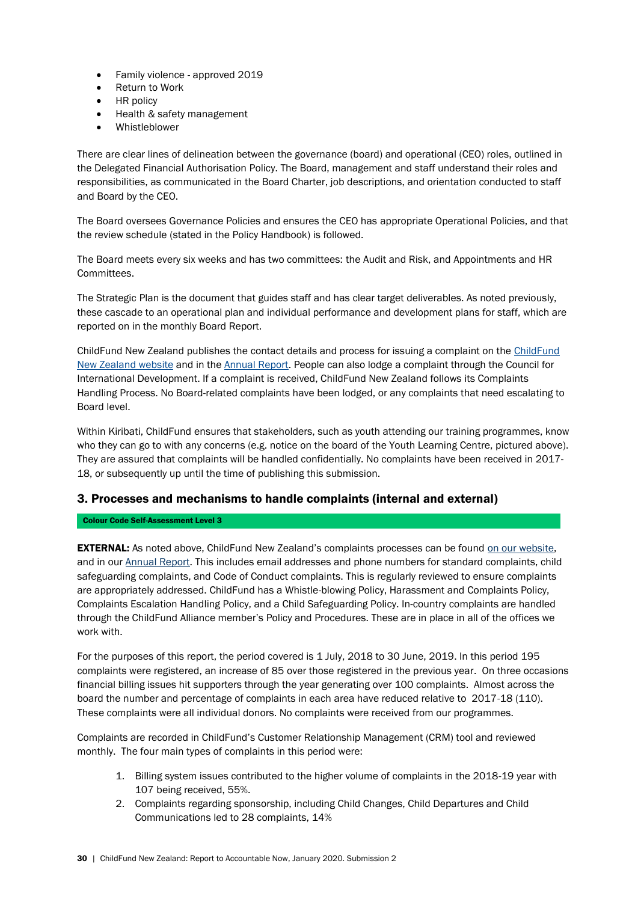- Family violence - approved 2019
- Return to Work
- HR policy
- Health & safety management
- Whistleblower

There are clear lines of delineation between the governance (board) and operational (CEO) roles, outlined in the Delegated Financial Authorisation Policy. The Board, management and staff understand their roles and responsibilities, as communicated in the Board Charter, job descriptions, and orientation conducted to staff and Board by the CEO.

The Board oversees Governance Policies and ensures the CEO has appropriate Operational Policies, and that the review schedule (stated in the Policy Handbook) is followed.

The Board meets every six weeks and has two committees: the Audit and Risk, and Appointments and HR Committees.

The Strategic Plan is the document that guides staff and has clear target deliverables. As noted previously, these cascade to an operational plan and individual performance and development plans for staff, which are reported on in the monthly Board Report.

ChildFund New Zealand publishes the contact details and process for issuing a complaint on the ChildFund New Zealand website and in the Annual Report. People can also lodge a complaint through the Council for International Development. If a complaint is received, ChildFund New Zealand follows its Complaints Handling Process. No Board-related complaints have been lodged, or any complaints that need escalating to Board level.

Within Kiribati, ChildFund ensures that stakeholders, such as youth attending our training programmes, know who they can go to with any concerns (e.g. notice on the board of the Youth Learning Centre, pictured above). They are assured that complaints will be handled confidentially. No complaints have been received in 2017-18, or subsequently up until the time of publishing this submission.

## 3. Processes and mechanisms to handle complaints (internal and external)

**Colour Code Self-Assessment Level 3**

**EXTERNAL:** As noted above, ChildFund New Zealand's complaints processes can be found on our website, and in our Annual Report. This includes email addresses and phone numbers for standard complaints, child safeguarding complaints, and Code of Conduct complaints. This is regularly reviewed to ensure complaints are appropriately addressed. ChildFund has a Whistle-blowing Policy, Harassment and Complaints Policy, Complaints Escalation Handling Policy, and a Child Safeguarding Policy. In-country complaints are handled through the ChildFund Alliance member's Policy and Procedures. These are in place in all of the offices we work with.

For the purposes of this report, the period covered is 1 July, 2018 to 30 June, 2019. In this period 195 complaints were registered, an increase of 85 over those registered in the previous year. On three occasions financial billing issues hit supporters through the year generating over 100 complaints. Almost across the board the number and percentage of complaints in each area have reduced relative to 2017-18 (110). These complaints were all individual donors. No complaints were received from our programmes.

Complaints are recorded in ChildFund's Customer Relationship Management (CRM) tool and reviewed monthly. The four main types of complaints in this period were:

1. Billing system issues contributed to the higher volume of complaints in the 2018-19 year with 107 being received, 55%.
2. Complaints regarding sponsorship, including Child Changes, Child Departures and Child Communications led to 28 complaints, 14%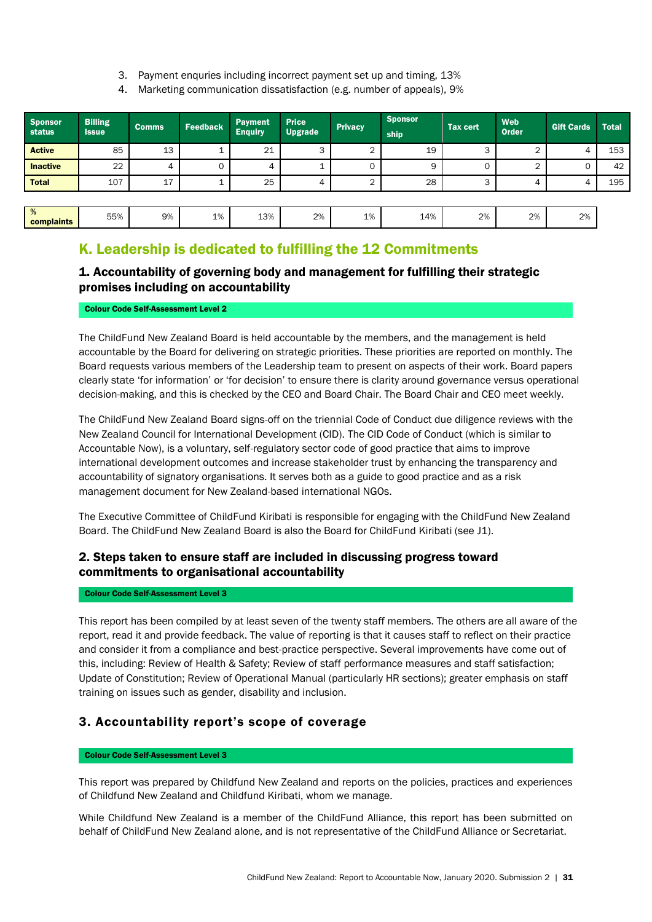3. Payment enquries including incorrect payment set up and timing, 13%
4. Marketing communication dissatisfaction (e.g. number of appeals), 9%

| Sponsor status | Billing Issue | Comms | Feedback | Payment Enquiry | Price Upgrade | Privacy | Sponsor ship | Tax cert | Web Order | Gift Cards | Total |
|---|---|---|---|---|---|---|---|---|---|---|---|
| **Active** | 85 | 13 | 1 | 21 | 3 | 2 | 19 | 3 | 2 | 4 | 153 |
| **Inactive** | 22 | 4 | 0 | 4 | 1 | 0 | 9 | 0 | 2 | 0 | 42 |
| **Total** | 107 | 17 | 1 | 25 | 4 | 2 | 28 | 3 | 4 | 4 | 195 |
| **% complaints** | 55% | 9% | 1% | 13% | 2% | 1% | 14% | 2% | 2% | 2% | |

## K. Leadership is dedicated to fulfilling the 12 Commitments

### 1. Accountability of governing body and management for fulfilling their strategic promises including on accountability

**Colour Code Self-Assessment Level 2**

The ChildFund New Zealand Board is held accountable by the members, and the management is held accountable by the Board for delivering on strategic priorities. These priorities are reported on monthly. The Board requests various members of the Leadership team to present on aspects of their work. Board papers clearly state 'for information' or 'for decision' to ensure there is clarity around governance versus operational decision-making, and this is checked by the CEO and Board Chair. The Board Chair and CEO meet weekly.

The ChildFund New Zealand Board signs-off on the triennial Code of Conduct due diligence reviews with the New Zealand Council for International Development (CID). The CID Code of Conduct (which is similar to Accountable Now), is a voluntary, self-regulatory sector code of good practice that aims to improve international development outcomes and increase stakeholder trust by enhancing the transparency and accountability of signatory organisations. It serves both as a guide to good practice and as a risk management document for New Zealand-based international NGOs.

The Executive Committee of ChildFund Kiribati is responsible for engaging with the ChildFund New Zealand Board. The ChildFund New Zealand Board is also the Board for ChildFund Kiribati (see J1).

### 2. Steps taken to ensure staff are included in discussing progress toward commitments to organisational accountability

**Colour Code Self-Assessment Level 3**

This report has been compiled by at least seven of the twenty staff members. The others are all aware of the report, read it and provide feedback. The value of reporting is that it causes staff to reflect on their practice and consider it from a compliance and best-practice perspective. Several improvements have come out of this, including: Review of Health & Safety; Review of staff performance measures and staff satisfaction; Update of Constitution; Review of Operational Manual (particularly HR sections); greater emphasis on staff training on issues such as gender, disability and inclusion.

### 3. Accountability report's scope of coverage

**Colour Code Self-Assessment Level 3**

This report was prepared by Childfund New Zealand and reports on the policies, practices and experiences of Childfund New Zealand and Childfund Kiribati, whom we manage.

While Childfund New Zealand is a member of the ChildFund Alliance, this report has been submitted on behalf of ChildFund New Zealand alone, and is not representative of the ChildFund Alliance or Secretariat.